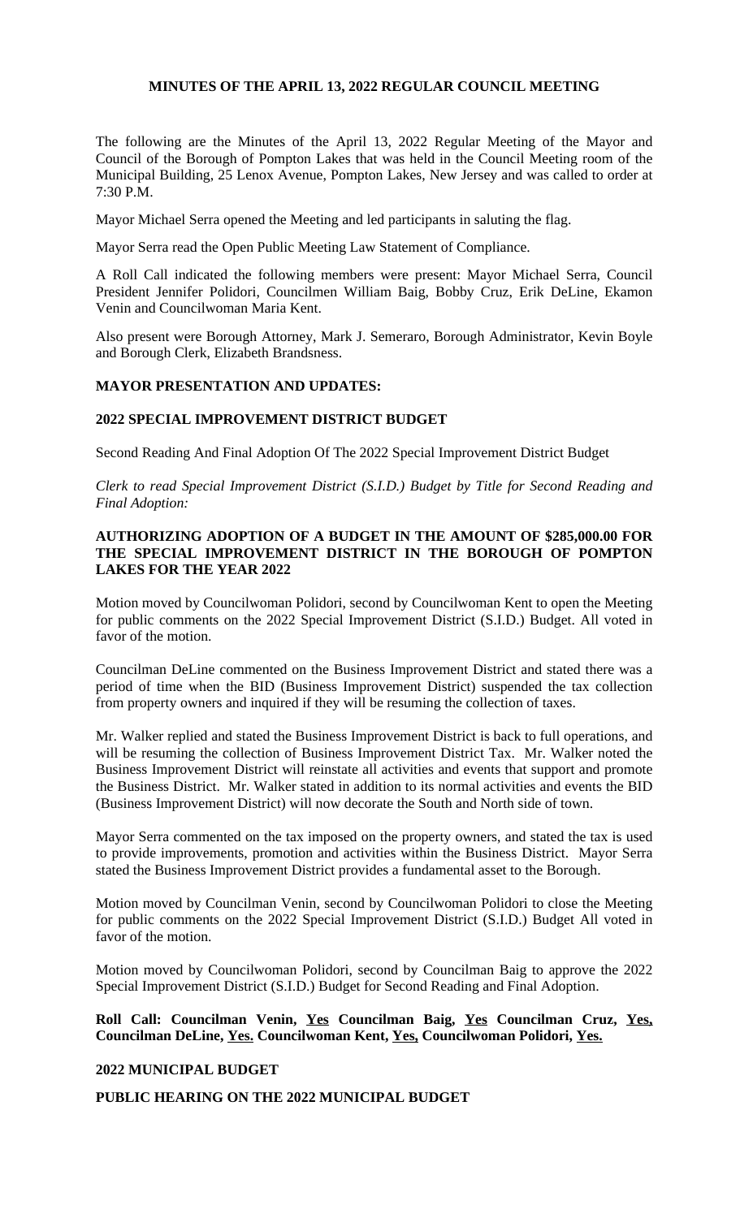# MINUTES OF THE APRIL 13, 2022 REGULAR COUNCIL MEETING

The following are the Minutes of the April 13, 2022 Regular Meeting of the Mayor and Council of the Borough of Pompton Lakes that was held in the Council Meeting room of the Municipal Building, 25 Lenox Avenue, Pompton Lakes, New Jersey and was called to order at 7:30 P.M.

Mayor Michael Serra opened the Meeting and led participants in saluting the flag.

Mayor Serra read the Open Public Meeting Law Statement of Compliance.

A Roll Call indicated the following members were present: Mayor Michael Serra, Council President Jennifer Polidori, Councilmen William Baig, Bobby Cruz, Erik DeLine, Ekamon Venin and Councilwoman Maria Kent.

Also present were Borough Attorney, Mark J. Semeraro, Borough Administrator, Kevin Boyle and Borough Clerk, Elizabeth Brandsness.

## MAYOR PRESENTATION AND UPDATES:

## 2022 SPECIAL IMPROVEMENT DISTRICT BUDGET

Second Reading And Final Adoption Of The 2022 Special Improvement District Budget

*Clerk to read Special Improvement District (S.I.D.) Budget by Title for Second Reading and Final Adoption:*

**AUTHORIZING ADOPTION OF A BUDGET IN THE AMOUNT OF $285,000.00 FOR THE SPECIAL IMPROVEMENT DISTRICT IN THE BOROUGH OF POMPTON LAKES FOR THE YEAR 2022**

Motion moved by Councilwoman Polidori, second by Councilwoman Kent to open the Meeting for public comments on the 2022 Special Improvement District (S.I.D.) Budget. All voted in favor of the motion.

Councilman DeLine commented on the Business Improvement District and stated there was a period of time when the BID (Business Improvement District) suspended the tax collection from property owners and inquired if they will be resuming the collection of taxes.

Mr. Walker replied and stated the Business Improvement District is back to full operations, and will be resuming the collection of Business Improvement District Tax. Mr. Walker noted the Business Improvement District will reinstate all activities and events that support and promote the Business District. Mr. Walker stated in addition to its normal activities and events the BID (Business Improvement District) will now decorate the South and North side of town.

Mayor Serra commented on the tax imposed on the property owners, and stated the tax is used to provide improvements, promotion and activities within the Business District. Mayor Serra stated the Business Improvement District provides a fundamental asset to the Borough.

Motion moved by Councilman Venin, second by Councilwoman Polidori to close the Meeting for public comments on the 2022 Special Improvement District (S.I.D.) Budget All voted in favor of the motion.

Motion moved by Councilwoman Polidori, second by Councilman Baig to approve the 2022 Special Improvement District (S.I.D.) Budget for Second Reading and Final Adoption.

**Roll Call: Councilman Venin, Yes Councilman Baig, Yes Councilman Cruz, Yes, Councilman DeLine, Yes. Councilwoman Kent, Yes, Councilwoman Polidori, Yes.**

## 2022 MUNICIPAL BUDGET

## PUBLIC HEARING ON THE 2022 MUNICIPAL BUDGET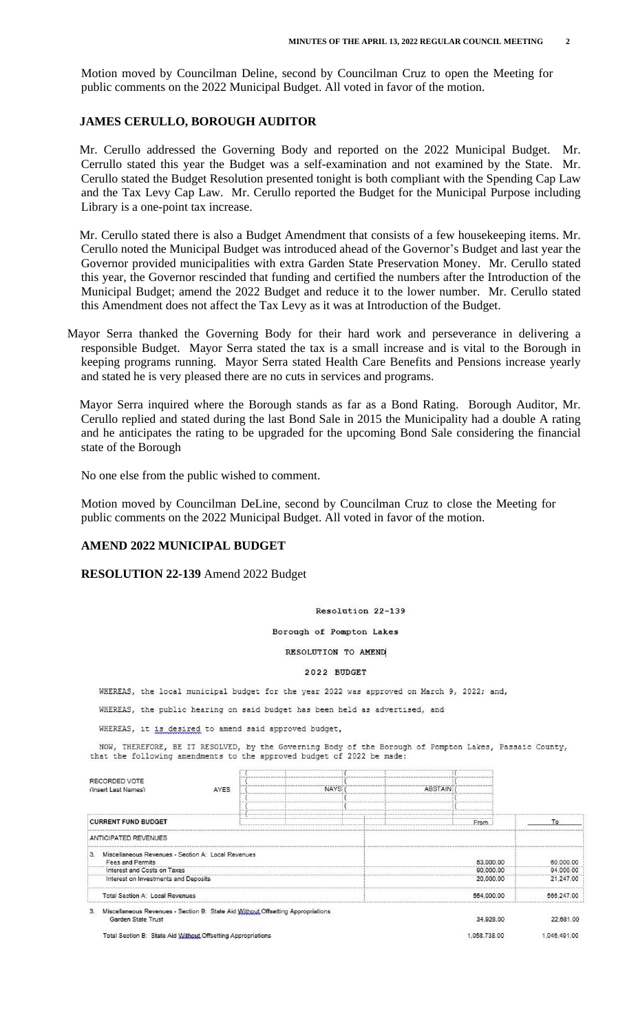Motion moved by Councilman Deline, second by Councilman Cruz to open the Meeting for public comments on the 2022 Municipal Budget. All voted in favor of the motion.

**JAMES CERULLO, BOROUGH AUDITOR**

Mr. Cerullo addressed the Governing Body and reported on the 2022 Municipal Budget. Mr. Cerrullo stated this year the Budget was a self-examination and not examined by the State. Mr. Cerullo stated the Budget Resolution presented tonight is both compliant with the Spending Cap Law and the Tax Levy Cap Law. Mr. Cerullo reported the Budget for the Municipal Purpose including Library is a one-point tax increase.

Mr. Cerullo stated there is also a Budget Amendment that consists of a few housekeeping items. Mr. Cerullo noted the Municipal Budget was introduced ahead of the Governor's Budget and last year the Governor provided municipalities with extra Garden State Preservation Money. Mr. Cerullo stated this year, the Governor rescinded that funding and certified the numbers after the Introduction of the Municipal Budget; amend the 2022 Budget and reduce it to the lower number. Mr. Cerullo stated this Amendment does not affect the Tax Levy as it was at Introduction of the Budget.

Mayor Serra thanked the Governing Body for their hard work and perseverance in delivering a responsible Budget. Mayor Serra stated the tax is a small increase and is vital to the Borough in keeping programs running. Mayor Serra stated Health Care Benefits and Pensions increase yearly and stated he is very pleased there are no cuts in services and programs.

Mayor Serra inquired where the Borough stands as far as a Bond Rating. Borough Auditor, Mr. Cerullo replied and stated during the last Bond Sale in 2015 the Municipality had a double A rating and he anticipates the rating to be upgraded for the upcoming Bond Sale considering the financial state of the Borough

No one else from the public wished to comment.

Motion moved by Councilman DeLine, second by Councilman Cruz to close the Meeting for public comments on the 2022 Municipal Budget. All voted in favor of the motion.

**AMEND 2022 MUNICIPAL BUDGET**

**RESOLUTION 22-139** Amend 2022 Budget

Resolution 22-139

Borough of Pompton Lakes

RESOLUTION TO AMEND

2022 BUDGET

WHEREAS, the local municipal budget for the year 2022 was approved on March 9, 2022; and,

WHEREAS, the public hearing on said budget has been held as advertised, and

WHEREAS, it is desired to amend said approved budget,

NOW, THEREFORE, BE IT RESOLVED, by the Governing Body of the Borough of Pompton Lakes, Passaic County, that the following amendments to the approved budget of 2022 be made:

| RECORDED VOTE (Insert Last Names) | AYES | NAYS | ABSTAIN |
|---|---|---|---|
| | | | |

| CURRENT FUND BUDGET | From | To |
|---|---|---|
| ANTICIPATED REVENUES | | |
| 3. Miscellaneous Revenues - Section A: Local Revenues | | |
| Fees and Permits | 53,000.00 | 60,000.00 |
| Interest and Costs on Taxes | 90,000.00 | 94,000.00 |
| Interest on Investments and Deposits | 20,000.00 | 21,247.00 |
| Total Section A: Local Revenues | 564,000.00 | 566,247.00 |
| 3. Miscellaneous Revenues - Section B: State Aid Without Offsetting Appropriations | | |
| Garden State Trust | 34,928.00 | 22,681.00 |
| Total Section B: State Aid Without Offsetting Appropriations | 1,058,738.00 | 1,046,491.00 |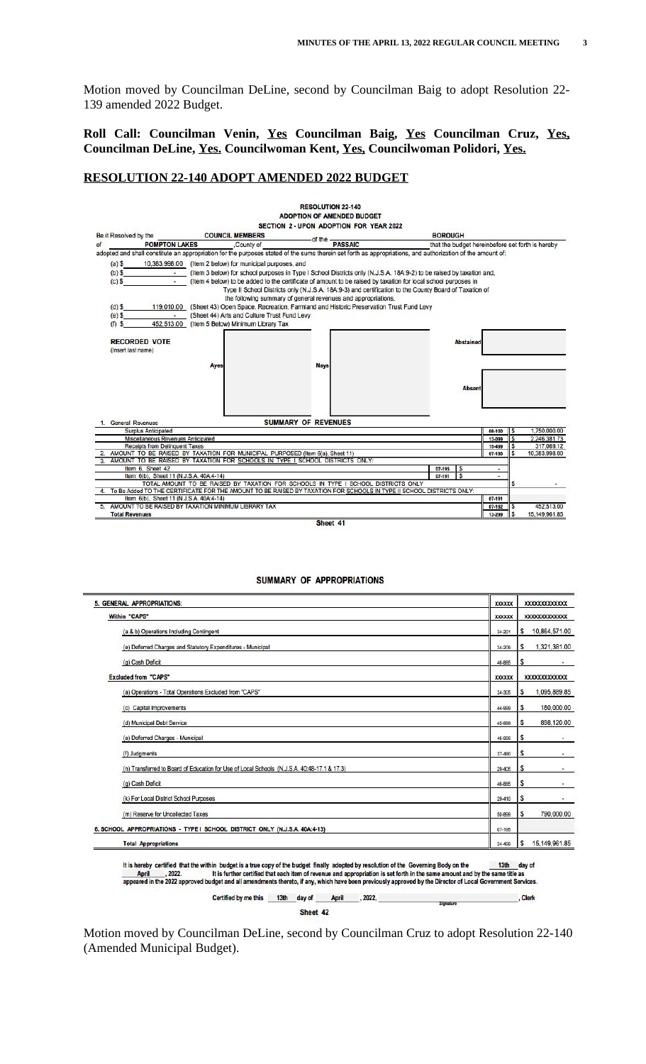Motion moved by Councilman DeLine, second by Councilman Baig to adopt Resolution 22-139 amended 2022 Budget.

**Roll Call: Councilman Venin, Yes Councilman Baig, Yes Councilman Cruz, Yes, Councilman DeLine, Yes. Councilwoman Kent, Yes, Councilwoman Polidori, Yes.**

## RESOLUTION 22-140 ADOPT AMENDED 2022 BUDGET

**RESOLUTION 22-140**
**ADOPTION OF AMENDED BUDGET**
**SECTION 2 - UPON ADOPTION FOR YEAR 2022**

Be it Resolved by the **COUNCIL MEMBERS** of the **BOROUGH** of **POMPTON LAKES**, County of **PASSAIC** that the budget hereinbefore set forth is hereby adopted and shall constitute an appropriation for the purposes stated of the sums therein set forth as appropriations, and authorization of the amount of:

(a) $ 10,383,998.00 (Item 2 below) for municipal purposes, and

(b) $ - (Item 3 below) for school purposes in Type I School Districts only (N.J.S.A. 18A:9-2) to be raised by taxation and,

(c) $ - (Item 4 below) to be added to the certificate of amount to be raised by taxation for local school purposes in Type II School Districts only (N.J.S.A. 18A:9-3) and certification to the County Board of Taxation of the following summary of general revenues and appropriations.

(d) $ 119,010.00 (Sheet 43) Open Space, Recreation, Farmland and Historic Preservation Trust Fund Levy

(e) $ - (Sheet 44) Arts and Culture Trust Fund Levy

(f) $ 452,513.00 (Item 5 Below) Minimum Library Tax

**RECORDED VOTE** (insert last name)

| Ayes | Nays | Abstained |
|---|---|---|
| | | Absent |

**SUMMARY OF REVENUES**

| | | | | |
|---|---|---|---|---|
| 1. General Revenues | | | | |
| Surplus Anticipated | | | 08-100 | $ 1,750,000.00 |
| Miscellaneous Revenues Anticipated | | | 13-099 | $ 2,246,381.73 |
| Receipts from Delinquent Taxes | | | 15-499 | $ 317,069.12 |
| 2. AMOUNT TO BE RAISED BY TAXATION FOR MUNICIPAL PURPOSED (Item 6(a), Sheet 11) | | | 07-190 | $ 10,383,998.00 |
| 3. AMOUNT TO BE RAISED BY TAXATION FOR SCHOOLS IN TYPE I SCHOOL DISTRICTS ONLY: | | | | |
| Item 6, Sheet 42 | 07-195 | $ - | | |
| Item 6(b), Sheet 11 (N.J.S.A. 40A:4-14) | 07-191 | $ - | | |
| TOTAL AMOUNT TO BE RAISED BY TAXATION FOR SCHOOLS IN TYPE I SCHOOL DISTRICTS ONLY | | | | $ - |
| 4. To Be Added TO THE CERTIFICATE FOR THE AMOUNT TO BE RAISED BY TAXATION FOR SCHOOLS IN TYPE II SCHOOL DISTRICTS ONLY: | | | | |
| Item 6(b), Sheet 11 (N.J.S.A. 40A:4-14) | | | 07-191 | |
| 5. AMOUNT TO BE RAISED BY TAXATION MINIMUM LIBRARY TAX | | | 07-192 | $ 452,513.00 |
| Total Revenues | | | 13-299 | $ 15,149,961.85 |

Sheet 41

**SUMMARY OF APPROPRIATIONS**

| | | |
|---|---|---|
| 5. GENERAL APPROPRIATIONS: | XXXXXX | XXXXXXXXXXXX |
| Within "CAPS" | XXXXXX | XXXXXXXXXXXX |
| (a & b) Operations Including Contingent | 34-201 | $ 10,864,571.00 |
| (e) Deferred Charges and Statutory Expenditures - Municipal | 34-209 | $ 1,321,381.00 |
| (g) Cash Deficit | 46-885 | $ - |
| Excluded from "CAPS" | XXXXXX | XXXXXXXXXXXX |
| (a) Operations - Total Operations Excluded from "CAPS" | 34-305 | $ 1,095,889.85 |
| (c) Capital Improvements | 44-999 | $ 180,000.00 |
| (d) Municipal Debt Service | 45-999 | $ 898,120.00 |
| (e) Deferred Charges - Municipal | 46-999 | $ - |
| (f) Judgments | 37-480 | $ - |
| (n) Transferred to Board of Education for Use of Local Schools (N.J.S.A. 40:48-17.1 & 17.3) | 29-405 | $ - |
| (g) Cash Deficit | 46-885 | $ - |
| (k) For Local District School Purposes | 29-410 | $ - |
| (m) Reserve for Uncollected Taxes | 50-899 | $ 790,000.00 |
| 6. SCHOOL APPROPRIATIONS - TYPE I SCHOOL DISTRICT ONLY (N.J.S.A. 40A:4-13) | 07-195 | |
| Total Appropriations | 34-400 | $ 15,149,961.85 |

It is hereby certified that the within budget is a true copy of the budget finally adopted by resolution of the Governing Body on the 13th day of April, 2022. It is further certified that each item of revenue and appropriation is set forth in the same amount and by the same title as appeared in the 2022 approved budget and all amendments thereto, if any, which have been previously approved by the Director of Local Government Services.

Certified by me this 13th day of April, 2022, ______________ (Signature), Clerk

Sheet 42

Motion moved by Councilman DeLine, second by Councilman Cruz to adopt Resolution 22-140 (Amended Municipal Budget).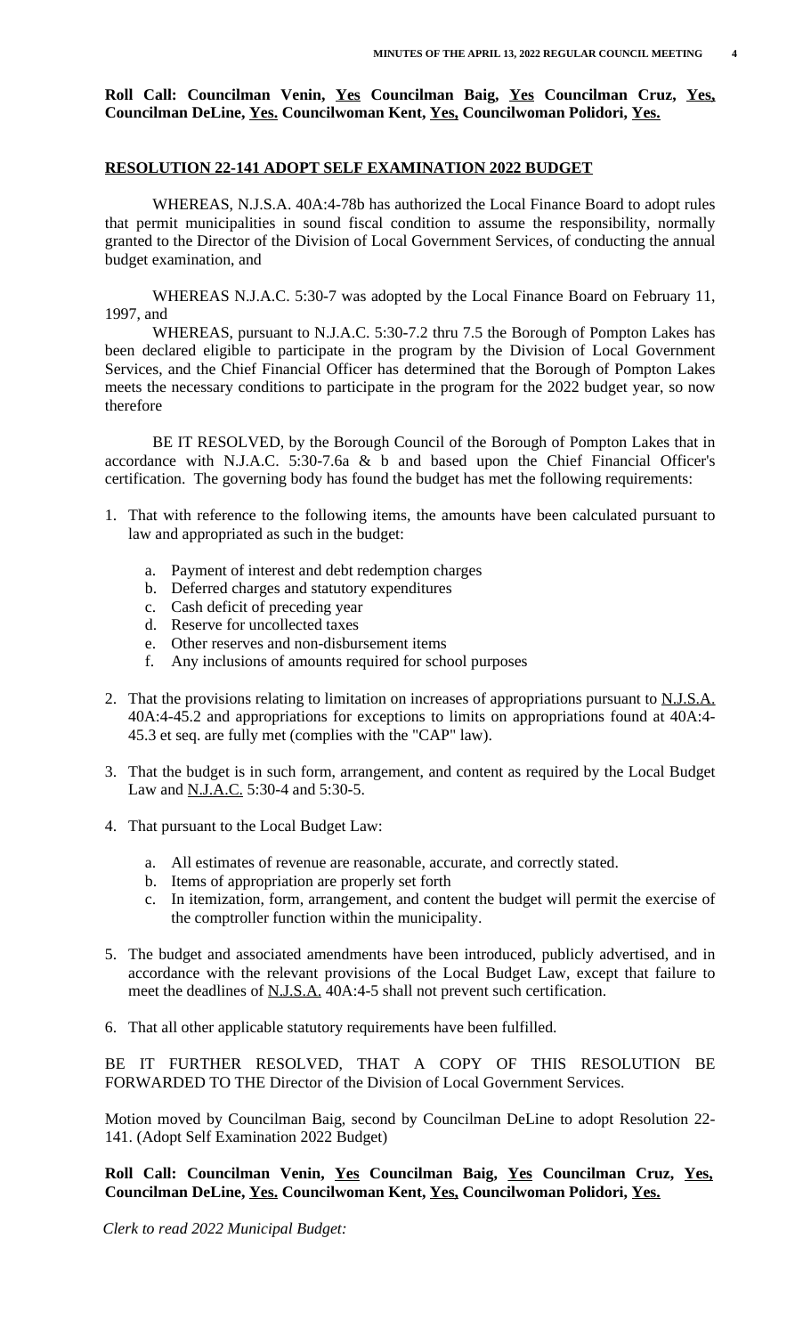**Roll Call: Councilman Venin, Yes Councilman Baig, Yes Councilman Cruz, Yes, Councilman DeLine, Yes. Councilwoman Kent, Yes, Councilwoman Polidori, Yes.**

**RESOLUTION 22-141 ADOPT SELF EXAMINATION 2022 BUDGET**

WHEREAS, N.J.S.A. 40A:4-78b has authorized the Local Finance Board to adopt rules that permit municipalities in sound fiscal condition to assume the responsibility, normally granted to the Director of the Division of Local Government Services, of conducting the annual budget examination, and

WHEREAS N.J.A.C. 5:30-7 was adopted by the Local Finance Board on February 11, 1997, and

WHEREAS, pursuant to N.J.A.C. 5:30-7.2 thru 7.5 the Borough of Pompton Lakes has been declared eligible to participate in the program by the Division of Local Government Services, and the Chief Financial Officer has determined that the Borough of Pompton Lakes meets the necessary conditions to participate in the program for the 2022 budget year, so now therefore

BE IT RESOLVED, by the Borough Council of the Borough of Pompton Lakes that in accordance with N.J.A.C. 5:30-7.6a & b and based upon the Chief Financial Officer's certification. The governing body has found the budget has met the following requirements:

1. That with reference to the following items, the amounts have been calculated pursuant to law and appropriated as such in the budget:
    a. Payment of interest and debt redemption charges
    b. Deferred charges and statutory expenditures
    c. Cash deficit of preceding year
    d. Reserve for uncollected taxes
    e. Other reserves and non-disbursement items
    f. Any inclusions of amounts required for school purposes
2. That the provisions relating to limitation on increases of appropriations pursuant to N.J.S.A. 40A:4-45.2 and appropriations for exceptions to limits on appropriations found at 40A:4-45.3 et seq. are fully met (complies with the "CAP" law).
3. That the budget is in such form, arrangement, and content as required by the Local Budget Law and N.J.A.C. 5:30-4 and 5:30-5.
4. That pursuant to the Local Budget Law:
    a. All estimates of revenue are reasonable, accurate, and correctly stated.
    b. Items of appropriation are properly set forth
    c. In itemization, form, arrangement, and content the budget will permit the exercise of the comptroller function within the municipality.
5. The budget and associated amendments have been introduced, publicly advertised, and in accordance with the relevant provisions of the Local Budget Law, except that failure to meet the deadlines of N.J.S.A. 40A:4-5 shall not prevent such certification.
6. That all other applicable statutory requirements have been fulfilled.

BE IT FURTHER RESOLVED, THAT A COPY OF THIS RESOLUTION BE FORWARDED TO THE Director of the Division of Local Government Services.

Motion moved by Councilman Baig, second by Councilman DeLine to adopt Resolution 22-141. (Adopt Self Examination 2022 Budget)

**Roll Call: Councilman Venin, Yes Councilman Baig, Yes Councilman Cruz, Yes, Councilman DeLine, Yes. Councilwoman Kent, Yes, Councilwoman Polidori, Yes.**

*Clerk to read 2022 Municipal Budget:*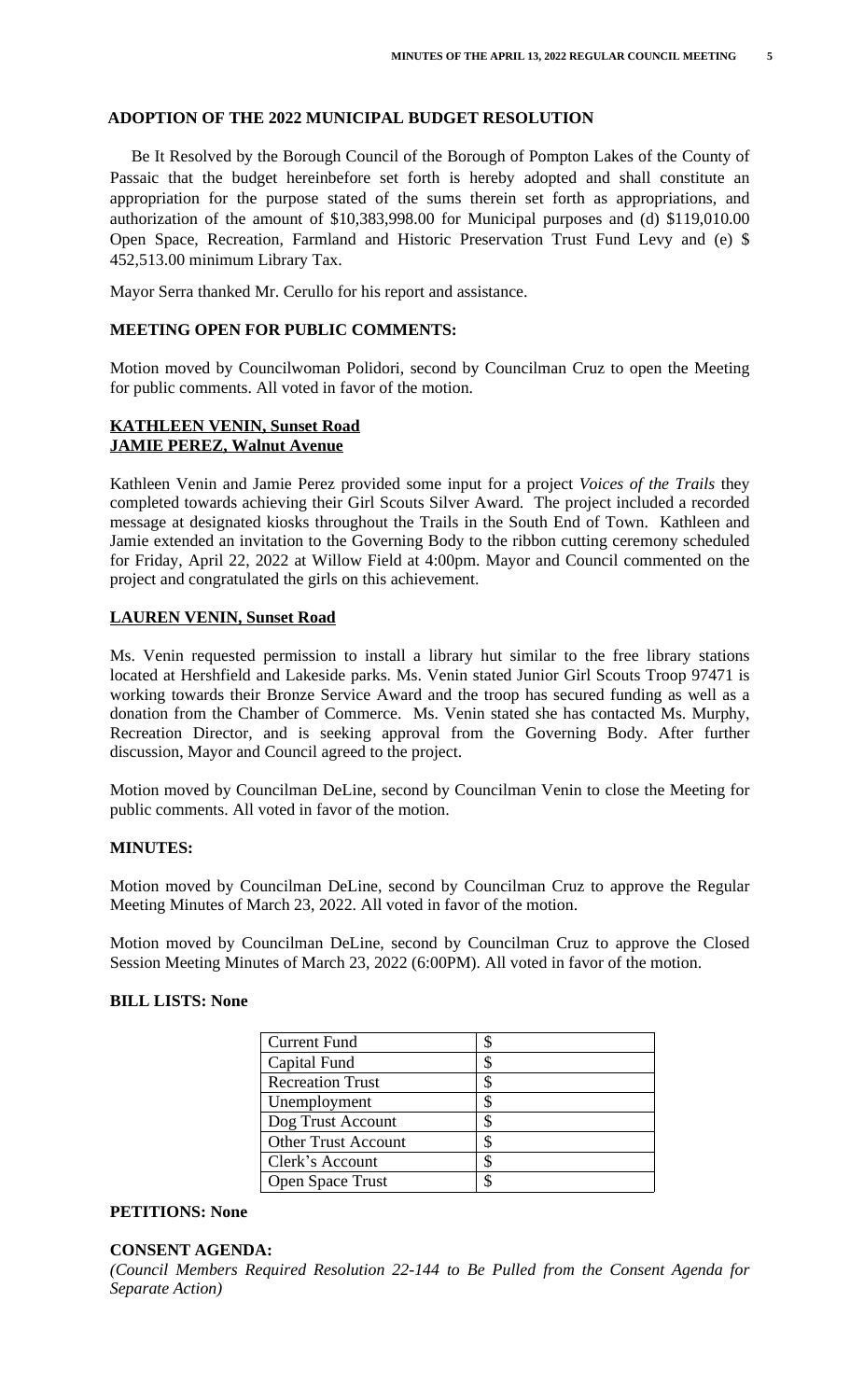## ADOPTION OF THE 2022 MUNICIPAL BUDGET RESOLUTION

Be It Resolved by the Borough Council of the Borough of Pompton Lakes of the County of Passaic that the budget hereinbefore set forth is hereby adopted and shall constitute an appropriation for the purpose stated of the sums therein set forth as appropriations, and authorization of the amount of $10,383,998.00 for Municipal purposes and (d) $119,010.00 Open Space, Recreation, Farmland and Historic Preservation Trust Fund Levy and (e) $ 452,513.00 minimum Library Tax.

Mayor Serra thanked Mr. Cerullo for his report and assistance.

## MEETING OPEN FOR PUBLIC COMMENTS:

Motion moved by Councilwoman Polidori, second by Councilman Cruz to open the Meeting for public comments. All voted in favor of the motion.

**KATHLEEN VENIN, Sunset Road**
**JAMIE PEREZ, Walnut Avenue**

Kathleen Venin and Jamie Perez provided some input for a project *Voices of the Trails* they completed towards achieving their Girl Scouts Silver Award. The project included a recorded message at designated kiosks throughout the Trails in the South End of Town. Kathleen and Jamie extended an invitation to the Governing Body to the ribbon cutting ceremony scheduled for Friday, April 22, 2022 at Willow Field at 4:00pm. Mayor and Council commented on the project and congratulated the girls on this achievement.

**LAUREN VENIN, Sunset Road**

Ms. Venin requested permission to install a library hut similar to the free library stations located at Hershfield and Lakeside parks. Ms. Venin stated Junior Girl Scouts Troop 97471 is working towards their Bronze Service Award and the troop has secured funding as well as a donation from the Chamber of Commerce. Ms. Venin stated she has contacted Ms. Murphy, Recreation Director, and is seeking approval from the Governing Body. After further discussion, Mayor and Council agreed to the project.

Motion moved by Councilman DeLine, second by Councilman Venin to close the Meeting for public comments. All voted in favor of the motion.

## MINUTES:

Motion moved by Councilman DeLine, second by Councilman Cruz to approve the Regular Meeting Minutes of March 23, 2022. All voted in favor of the motion.

Motion moved by Councilman DeLine, second by Councilman Cruz to approve the Closed Session Meeting Minutes of March 23, 2022 (6:00PM). All voted in favor of the motion.

## BILL LISTS: None

| | |
|---|---|
| Current Fund | $ |
| Capital Fund | $ |
| Recreation Trust | $ |
| Unemployment | $ |
| Dog Trust Account | $ |
| Other Trust Account | $ |
| Clerk's Account | $ |
| Open Space Trust | $ |

## PETITIONS: None

## CONSENT AGENDA:

*(Council Members Required Resolution 22-144 to Be Pulled from the Consent Agenda for Separate Action)*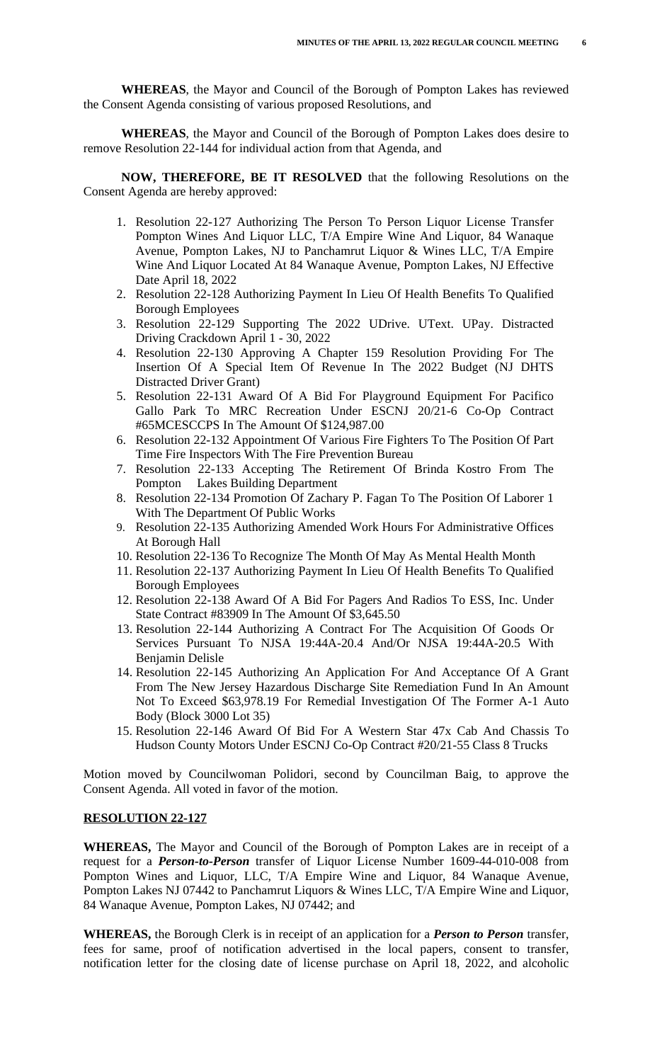**WHEREAS**, the Mayor and Council of the Borough of Pompton Lakes has reviewed the Consent Agenda consisting of various proposed Resolutions, and

**WHEREAS**, the Mayor and Council of the Borough of Pompton Lakes does desire to remove Resolution 22-144 for individual action from that Agenda, and

**NOW, THEREFORE, BE IT RESOLVED** that the following Resolutions on the Consent Agenda are hereby approved:

1. Resolution 22-127 Authorizing The Person To Person Liquor License Transfer Pompton Wines And Liquor LLC, T/A Empire Wine And Liquor, 84 Wanaque Avenue, Pompton Lakes, NJ to Panchamrut Liquor & Wines LLC, T/A Empire Wine And Liquor Located At 84 Wanaque Avenue, Pompton Lakes, NJ Effective Date April 18, 2022
2. Resolution 22-128 Authorizing Payment In Lieu Of Health Benefits To Qualified Borough Employees
3. Resolution 22-129 Supporting The 2022 UDrive. UText. UPay. Distracted Driving Crackdown April 1 - 30, 2022
4. Resolution 22-130 Approving A Chapter 159 Resolution Providing For The Insertion Of A Special Item Of Revenue In The 2022 Budget (NJ DHTS Distracted Driver Grant)
5. Resolution 22-131 Award Of A Bid For Playground Equipment For Pacifico Gallo Park To MRC Recreation Under ESCNJ 20/21-6 Co-Op Contract #65MCESCCPS In The Amount Of $124,987.00
6. Resolution 22-132 Appointment Of Various Fire Fighters To The Position Of Part Time Fire Inspectors With The Fire Prevention Bureau
7. Resolution 22-133 Accepting The Retirement Of Brinda Kostro From The Pompton Lakes Building Department
8. Resolution 22-134 Promotion Of Zachary P. Fagan To The Position Of Laborer 1 With The Department Of Public Works
9. Resolution 22-135 Authorizing Amended Work Hours For Administrative Offices At Borough Hall
10. Resolution 22-136 To Recognize The Month Of May As Mental Health Month
11. Resolution 22-137 Authorizing Payment In Lieu Of Health Benefits To Qualified Borough Employees
12. Resolution 22-138 Award Of A Bid For Pagers And Radios To ESS, Inc. Under State Contract #83909 In The Amount Of $3,645.50
13. Resolution 22-144 Authorizing A Contract For The Acquisition Of Goods Or Services Pursuant To NJSA 19:44A-20.4 And/Or NJSA 19:44A-20.5 With Benjamin Delisle
14. Resolution 22-145 Authorizing An Application For And Acceptance Of A Grant From The New Jersey Hazardous Discharge Site Remediation Fund In An Amount Not To Exceed $63,978.19 For Remedial Investigation Of The Former A-1 Auto Body (Block 3000 Lot 35)
15. Resolution 22-146 Award Of Bid For A Western Star 47x Cab And Chassis To Hudson County Motors Under ESCNJ Co-Op Contract #20/21-55 Class 8 Trucks

Motion moved by Councilwoman Polidori, second by Councilman Baig, to approve the Consent Agenda. All voted in favor of the motion.

**RESOLUTION 22-127**

**WHEREAS,** The Mayor and Council of the Borough of Pompton Lakes are in receipt of a request for a ***Person-to-Person*** transfer of Liquor License Number 1609-44-010-008 from Pompton Wines and Liquor, LLC, T/A Empire Wine and Liquor, 84 Wanaque Avenue, Pompton Lakes NJ 07442 to Panchamrut Liquors & Wines LLC, T/A Empire Wine and Liquor, 84 Wanaque Avenue, Pompton Lakes, NJ 07442; and

**WHEREAS,** the Borough Clerk is in receipt of an application for a ***Person to Person*** transfer, fees for same, proof of notification advertised in the local papers, consent to transfer, notification letter for the closing date of license purchase on April 18, 2022, and alcoholic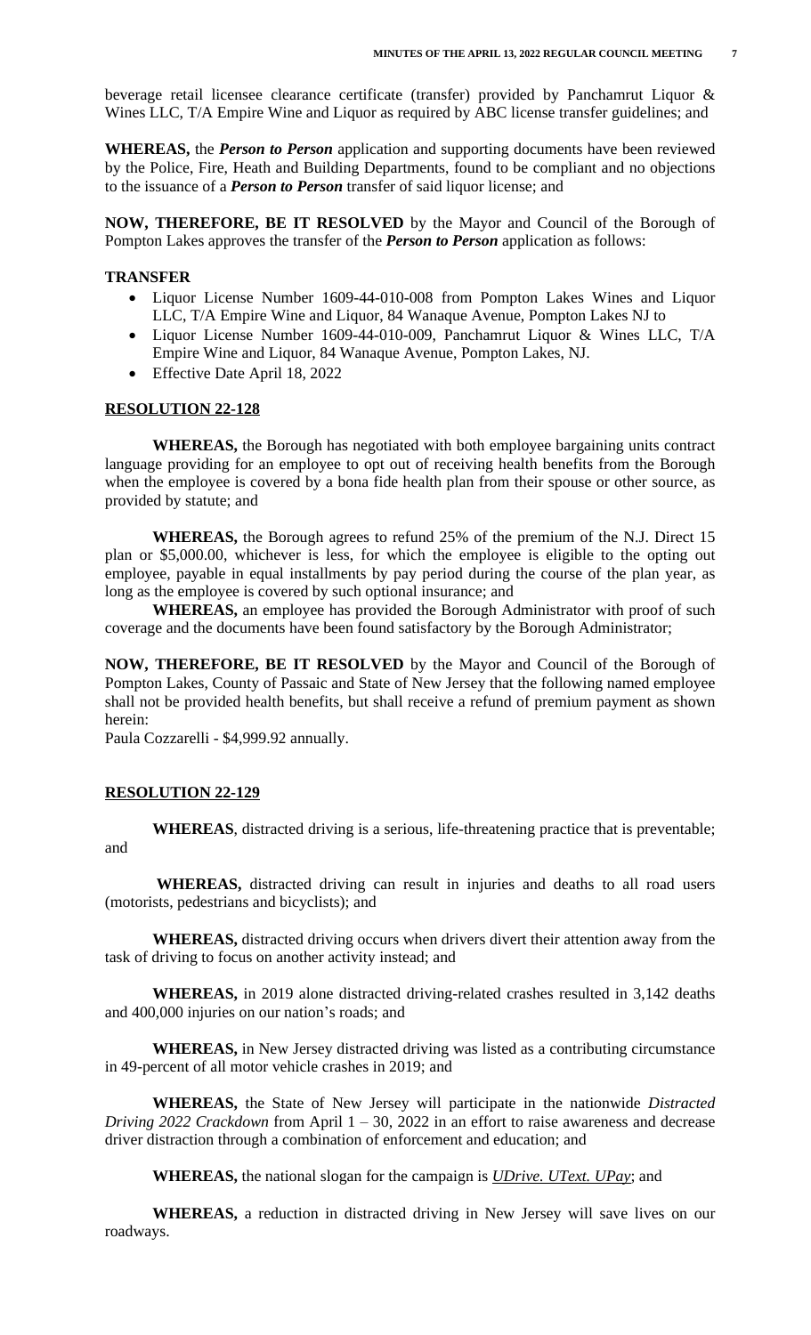beverage retail licensee clearance certificate (transfer) provided by Panchamrut Liquor & Wines LLC, T/A Empire Wine and Liquor as required by ABC license transfer guidelines; and

**WHEREAS,** the ***Person to Person*** application and supporting documents have been reviewed by the Police, Fire, Heath and Building Departments, found to be compliant and no objections to the issuance of a ***Person to Person*** transfer of said liquor license; and

**NOW, THEREFORE, BE IT RESOLVED** by the Mayor and Council of the Borough of Pompton Lakes approves the transfer of the ***Person to Person*** application as follows:

**TRANSFER**

- Liquor License Number 1609-44-010-008 from Pompton Lakes Wines and Liquor LLC, T/A Empire Wine and Liquor, 84 Wanaque Avenue, Pompton Lakes NJ to
- Liquor License Number 1609-44-010-009, Panchamrut Liquor & Wines LLC, T/A Empire Wine and Liquor, 84 Wanaque Avenue, Pompton Lakes, NJ.
- Effective Date April 18, 2022

**RESOLUTION 22-128**

**WHEREAS,** the Borough has negotiated with both employee bargaining units contract language providing for an employee to opt out of receiving health benefits from the Borough when the employee is covered by a bona fide health plan from their spouse or other source, as provided by statute; and

**WHEREAS,** the Borough agrees to refund 25% of the premium of the N.J. Direct 15 plan or $5,000.00, whichever is less, for which the employee is eligible to the opting out employee, payable in equal installments by pay period during the course of the plan year, as long as the employee is covered by such optional insurance; and

**WHEREAS,** an employee has provided the Borough Administrator with proof of such coverage and the documents have been found satisfactory by the Borough Administrator;

**NOW, THEREFORE, BE IT RESOLVED** by the Mayor and Council of the Borough of Pompton Lakes, County of Passaic and State of New Jersey that the following named employee shall not be provided health benefits, but shall receive a refund of premium payment as shown herein:

Paula Cozzarelli - $4,999.92 annually.

**RESOLUTION 22-129**

**WHEREAS**, distracted driving is a serious, life-threatening practice that is preventable; and

**WHEREAS,** distracted driving can result in injuries and deaths to all road users (motorists, pedestrians and bicyclists); and

**WHEREAS,** distracted driving occurs when drivers divert their attention away from the task of driving to focus on another activity instead; and

**WHEREAS,** in 2019 alone distracted driving-related crashes resulted in 3,142 deaths and 400,000 injuries on our nation's roads; and

**WHEREAS,** in New Jersey distracted driving was listed as a contributing circumstance in 49-percent of all motor vehicle crashes in 2019; and

**WHEREAS,** the State of New Jersey will participate in the nationwide *Distracted Driving 2022 Crackdown* from April 1 – 30, 2022 in an effort to raise awareness and decrease driver distraction through a combination of enforcement and education; and

**WHEREAS,** the national slogan for the campaign is *UDrive. UText. UPay*; and

**WHEREAS,** a reduction in distracted driving in New Jersey will save lives on our roadways.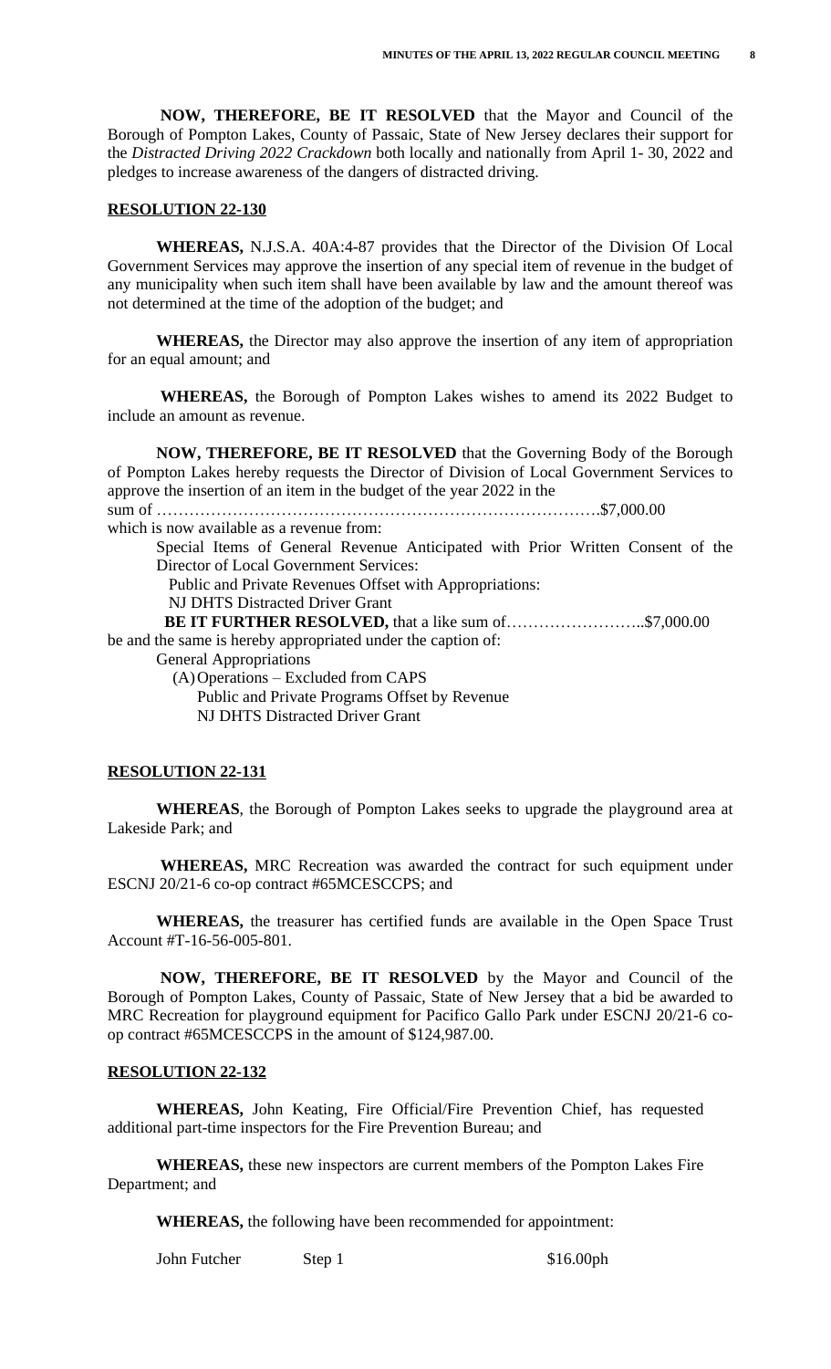**NOW, THEREFORE, BE IT RESOLVED** that the Mayor and Council of the Borough of Pompton Lakes, County of Passaic, State of New Jersey declares their support for the *Distracted Driving 2022 Crackdown* both locally and nationally from April 1- 30, 2022 and pledges to increase awareness of the dangers of distracted driving.

**RESOLUTION 22-130**

**WHEREAS,** N.J.S.A. 40A:4-87 provides that the Director of the Division Of Local Government Services may approve the insertion of any special item of revenue in the budget of any municipality when such item shall have been available by law and the amount thereof was not determined at the time of the adoption of the budget; and

**WHEREAS,** the Director may also approve the insertion of any item of appropriation for an equal amount; and

**WHEREAS,** the Borough of Pompton Lakes wishes to amend its 2022 Budget to include an amount as revenue.

**NOW, THEREFORE, BE IT RESOLVED** that the Governing Body of the Borough of Pompton Lakes hereby requests the Director of Division of Local Government Services to approve the insertion of an item in the budget of the year 2022 in the sum of ……………………………………………………………………….$7,000.00
which is now available as a revenue from:

Special Items of General Revenue Anticipated with Prior Written Consent of the Director of Local Government Services:
Public and Private Revenues Offset with Appropriations:
NJ DHTS Distracted Driver Grant

**BE IT FURTHER RESOLVED,** that a like sum of……………………..$7,000.00
be and the same is hereby appropriated under the caption of:

General Appropriations
(A) Operations – Excluded from CAPS
Public and Private Programs Offset by Revenue
NJ DHTS Distracted Driver Grant

**RESOLUTION 22-131**

**WHEREAS**, the Borough of Pompton Lakes seeks to upgrade the playground area at Lakeside Park; and

**WHEREAS,** MRC Recreation was awarded the contract for such equipment under ESCNJ 20/21-6 co-op contract #65MCESCCPS; and

**WHEREAS,** the treasurer has certified funds are available in the Open Space Trust Account #T-16-56-005-801.

**NOW, THEREFORE, BE IT RESOLVED** by the Mayor and Council of the Borough of Pompton Lakes, County of Passaic, State of New Jersey that a bid be awarded to MRC Recreation for playground equipment for Pacifico Gallo Park under ESCNJ 20/21-6 co-op contract #65MCESCCPS in the amount of $124,987.00.

**RESOLUTION 22-132**

**WHEREAS,** John Keating, Fire Official/Fire Prevention Chief, has requested additional part-time inspectors for the Fire Prevention Bureau; and

**WHEREAS,** these new inspectors are current members of the Pompton Lakes Fire Department; and

**WHEREAS,** the following have been recommended for appointment:

| | | |
|---|---|---|
| John Futcher | Step 1 | $16.00ph |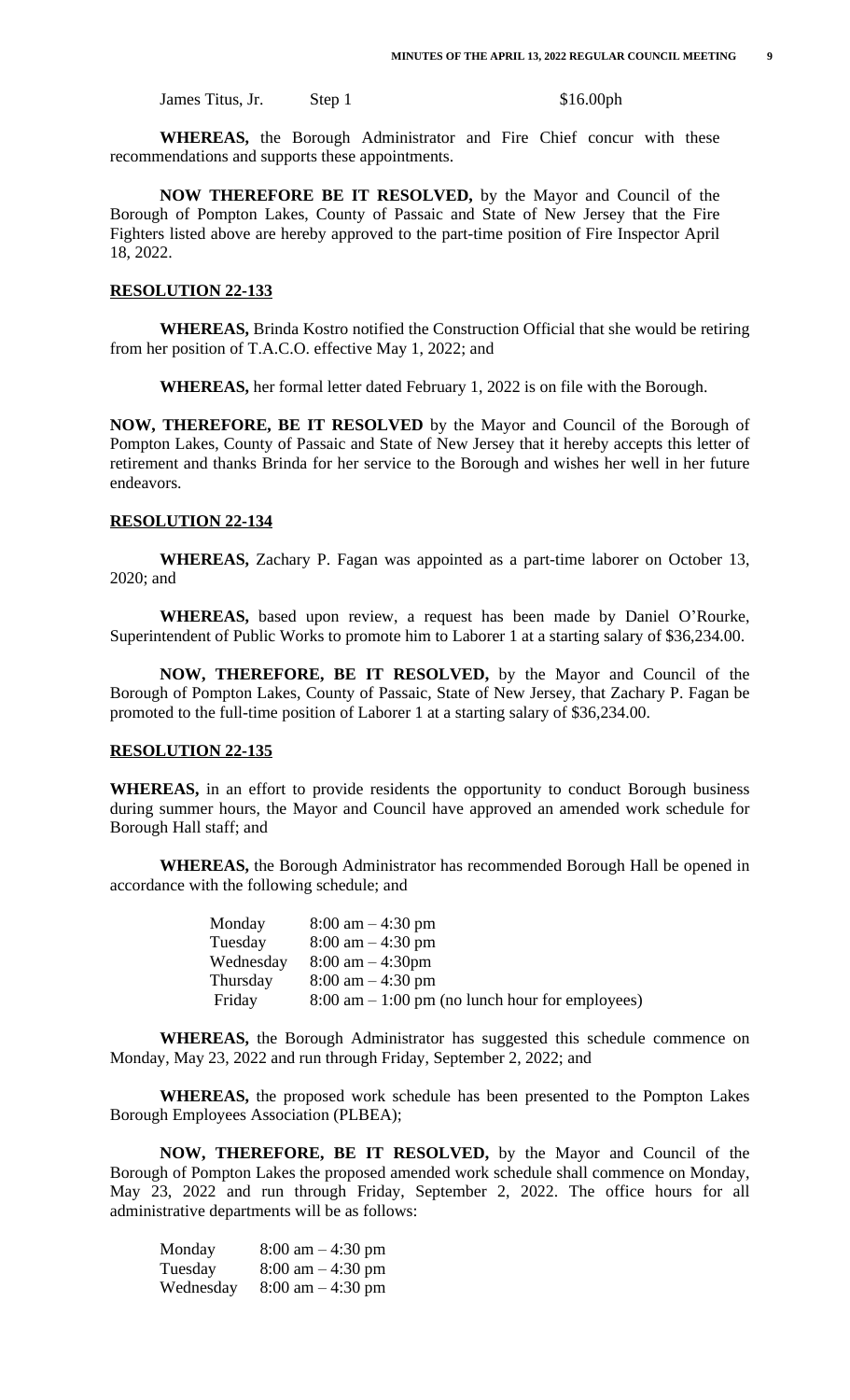| James Titus, Jr. | Step 1 | $16.00ph |
|---|---|---|

**WHEREAS,** the Borough Administrator and Fire Chief concur with these recommendations and supports these appointments.

**NOW THEREFORE BE IT RESOLVED,** by the Mayor and Council of the Borough of Pompton Lakes, County of Passaic and State of New Jersey that the Fire Fighters listed above are hereby approved to the part-time position of Fire Inspector April 18, 2022.

**RESOLUTION 22-133**

**WHEREAS,** Brinda Kostro notified the Construction Official that she would be retiring from her position of T.A.C.O. effective May 1, 2022; and

**WHEREAS,** her formal letter dated February 1, 2022 is on file with the Borough.

**NOW, THEREFORE, BE IT RESOLVED** by the Mayor and Council of the Borough of Pompton Lakes, County of Passaic and State of New Jersey that it hereby accepts this letter of retirement and thanks Brinda for her service to the Borough and wishes her well in her future endeavors.

**RESOLUTION 22-134**

**WHEREAS,** Zachary P. Fagan was appointed as a part-time laborer on October 13, 2020; and

**WHEREAS,** based upon review, a request has been made by Daniel O'Rourke, Superintendent of Public Works to promote him to Laborer 1 at a starting salary of $36,234.00.

**NOW, THEREFORE, BE IT RESOLVED,** by the Mayor and Council of the Borough of Pompton Lakes, County of Passaic, State of New Jersey, that Zachary P. Fagan be promoted to the full-time position of Laborer 1 at a starting salary of $36,234.00.

**RESOLUTION 22-135**

**WHEREAS,** in an effort to provide residents the opportunity to conduct Borough business during summer hours, the Mayor and Council have approved an amended work schedule for Borough Hall staff; and

**WHEREAS,** the Borough Administrator has recommended Borough Hall be opened in accordance with the following schedule; and

| | |
|---|---|
| Monday | 8:00 am – 4:30 pm |
| Tuesday | 8:00 am – 4:30 pm |
| Wednesday | 8:00 am – 4:30pm |
| Thursday | 8:00 am – 4:30 pm |
| Friday | 8:00 am – 1:00 pm (no lunch hour for employees) |

**WHEREAS,** the Borough Administrator has suggested this schedule commence on Monday, May 23, 2022 and run through Friday, September 2, 2022; and

**WHEREAS,** the proposed work schedule has been presented to the Pompton Lakes Borough Employees Association (PLBEA);

**NOW, THEREFORE, BE IT RESOLVED,** by the Mayor and Council of the Borough of Pompton Lakes the proposed amended work schedule shall commence on Monday, May 23, 2022 and run through Friday, September 2, 2022. The office hours for all administrative departments will be as follows:

| | |
|---|---|
| Monday | 8:00 am – 4:30 pm |
| Tuesday | 8:00 am – 4:30 pm |
| Wednesday | 8:00 am – 4:30 pm |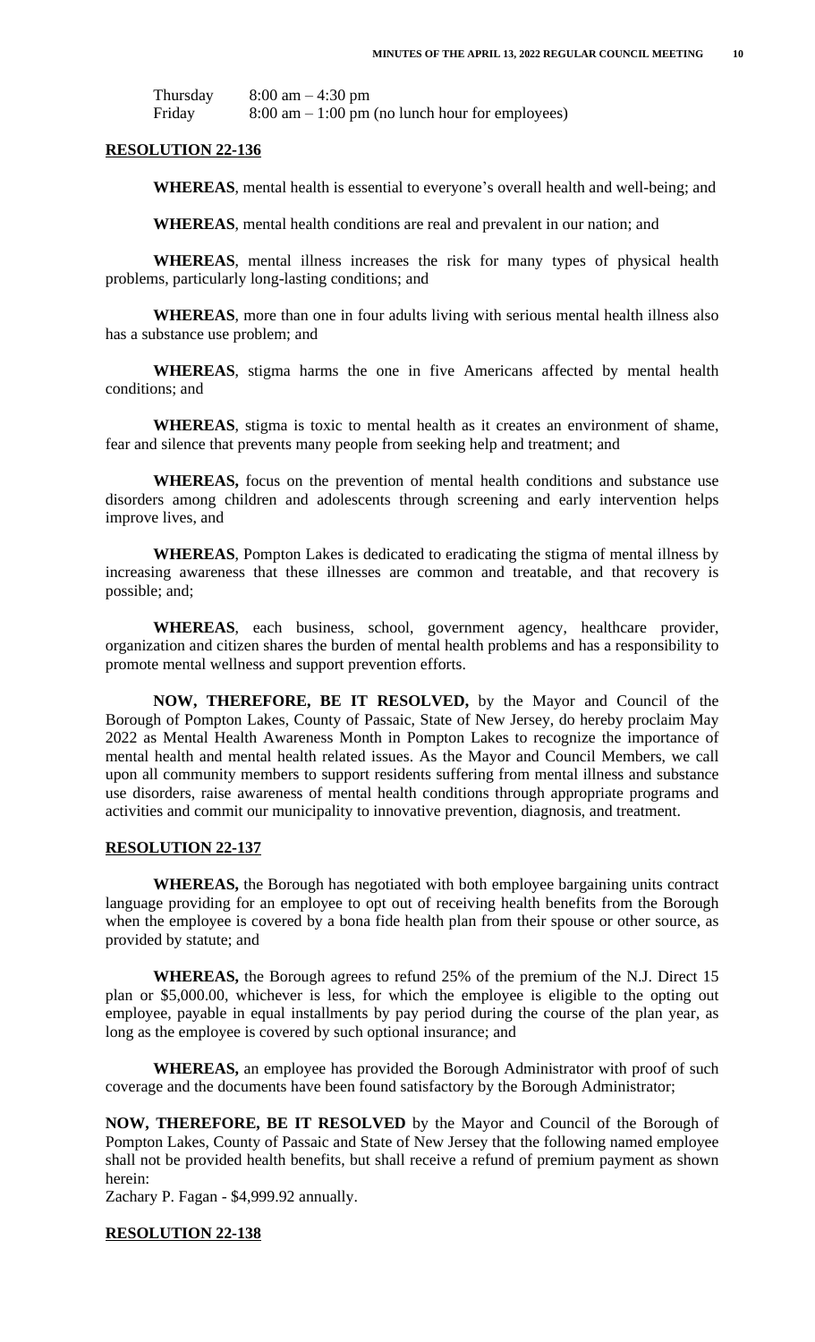| | |
|---|---|
| Thursday | 8:00 am – 4:30 pm |
| Friday | 8:00 am – 1:00 pm (no lunch hour for employees) |

**RESOLUTION 22-136**

**WHEREAS**, mental health is essential to everyone's overall health and well-being; and

**WHEREAS**, mental health conditions are real and prevalent in our nation; and

**WHEREAS**, mental illness increases the risk for many types of physical health problems, particularly long-lasting conditions; and

**WHEREAS**, more than one in four adults living with serious mental health illness also has a substance use problem; and

**WHEREAS**, stigma harms the one in five Americans affected by mental health conditions; and

**WHEREAS**, stigma is toxic to mental health as it creates an environment of shame, fear and silence that prevents many people from seeking help and treatment; and

**WHEREAS,** focus on the prevention of mental health conditions and substance use disorders among children and adolescents through screening and early intervention helps improve lives, and

**WHEREAS**, Pompton Lakes is dedicated to eradicating the stigma of mental illness by increasing awareness that these illnesses are common and treatable, and that recovery is possible; and;

**WHEREAS**, each business, school, government agency, healthcare provider, organization and citizen shares the burden of mental health problems and has a responsibility to promote mental wellness and support prevention efforts.

**NOW, THEREFORE, BE IT RESOLVED,** by the Mayor and Council of the Borough of Pompton Lakes, County of Passaic, State of New Jersey, do hereby proclaim May 2022 as Mental Health Awareness Month in Pompton Lakes to recognize the importance of mental health and mental health related issues. As the Mayor and Council Members, we call upon all community members to support residents suffering from mental illness and substance use disorders, raise awareness of mental health conditions through appropriate programs and activities and commit our municipality to innovative prevention, diagnosis, and treatment.

**RESOLUTION 22-137**

**WHEREAS,** the Borough has negotiated with both employee bargaining units contract language providing for an employee to opt out of receiving health benefits from the Borough when the employee is covered by a bona fide health plan from their spouse or other source, as provided by statute; and

**WHEREAS,** the Borough agrees to refund 25% of the premium of the N.J. Direct 15 plan or $5,000.00, whichever is less, for which the employee is eligible to the opting out employee, payable in equal installments by pay period during the course of the plan year, as long as the employee is covered by such optional insurance; and

**WHEREAS,** an employee has provided the Borough Administrator with proof of such coverage and the documents have been found satisfactory by the Borough Administrator;

**NOW, THEREFORE, BE IT RESOLVED** by the Mayor and Council of the Borough of Pompton Lakes, County of Passaic and State of New Jersey that the following named employee shall not be provided health benefits, but shall receive a refund of premium payment as shown herein:

Zachary P. Fagan - $4,999.92 annually.

**RESOLUTION 22-138**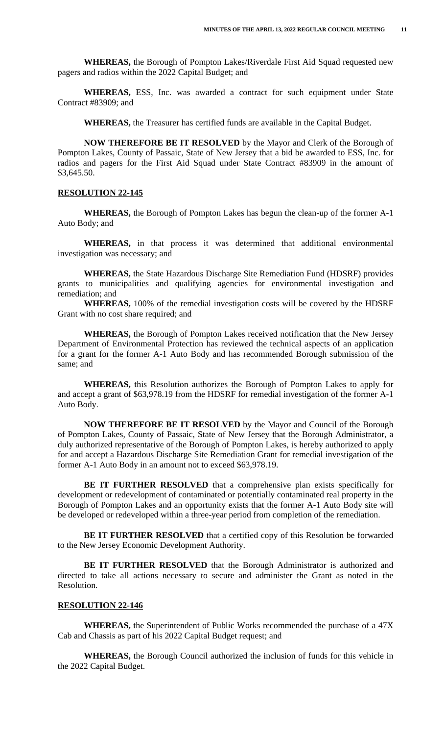**WHEREAS,** the Borough of Pompton Lakes/Riverdale First Aid Squad requested new pagers and radios within the 2022 Capital Budget; and

**WHEREAS,** ESS, Inc. was awarded a contract for such equipment under State Contract #83909; and

**WHEREAS,** the Treasurer has certified funds are available in the Capital Budget.

**NOW THEREFORE BE IT RESOLVED** by the Mayor and Clerk of the Borough of Pompton Lakes, County of Passaic, State of New Jersey that a bid be awarded to ESS, Inc. for radios and pagers for the First Aid Squad under State Contract #83909 in the amount of $3,645.50.

**RESOLUTION 22-145**

**WHEREAS,** the Borough of Pompton Lakes has begun the clean-up of the former A-1 Auto Body; and

**WHEREAS,** in that process it was determined that additional environmental investigation was necessary; and

**WHEREAS,** the State Hazardous Discharge Site Remediation Fund (HDSRF) provides grants to municipalities and qualifying agencies for environmental investigation and remediation; and

**WHEREAS,** 100% of the remedial investigation costs will be covered by the HDSRF Grant with no cost share required; and

**WHEREAS,** the Borough of Pompton Lakes received notification that the New Jersey Department of Environmental Protection has reviewed the technical aspects of an application for a grant for the former A-1 Auto Body and has recommended Borough submission of the same; and

**WHEREAS,** this Resolution authorizes the Borough of Pompton Lakes to apply for and accept a grant of $63,978.19 from the HDSRF for remedial investigation of the former A-1 Auto Body.

**NOW THEREFORE BE IT RESOLVED** by the Mayor and Council of the Borough of Pompton Lakes, County of Passaic, State of New Jersey that the Borough Administrator, a duly authorized representative of the Borough of Pompton Lakes, is hereby authorized to apply for and accept a Hazardous Discharge Site Remediation Grant for remedial investigation of the former A-1 Auto Body in an amount not to exceed $63,978.19.

**BE IT FURTHER RESOLVED** that a comprehensive plan exists specifically for development or redevelopment of contaminated or potentially contaminated real property in the Borough of Pompton Lakes and an opportunity exists that the former A-1 Auto Body site will be developed or redeveloped within a three-year period from completion of the remediation.

**BE IT FURTHER RESOLVED** that a certified copy of this Resolution be forwarded to the New Jersey Economic Development Authority.

**BE IT FURTHER RESOLVED** that the Borough Administrator is authorized and directed to take all actions necessary to secure and administer the Grant as noted in the Resolution.

**RESOLUTION 22-146**

**WHEREAS,** the Superintendent of Public Works recommended the purchase of a 47X Cab and Chassis as part of his 2022 Capital Budget request; and

**WHEREAS,** the Borough Council authorized the inclusion of funds for this vehicle in the 2022 Capital Budget.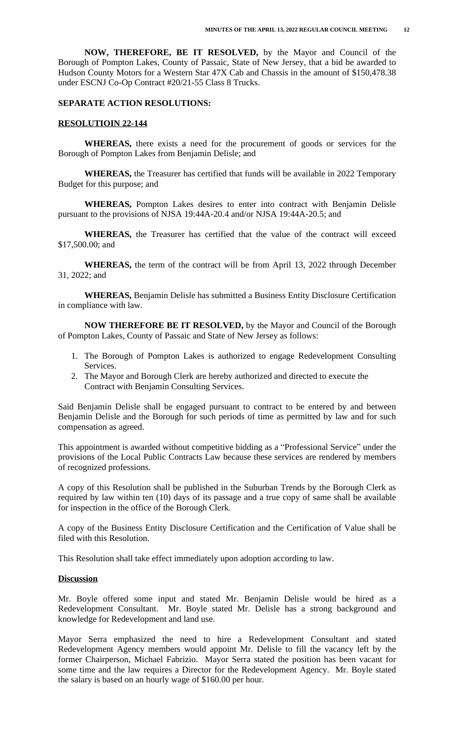**NOW, THEREFORE, BE IT RESOLVED,** by the Mayor and Council of the Borough of Pompton Lakes, County of Passaic, State of New Jersey, that a bid be awarded to Hudson County Motors for a Western Star 47X Cab and Chassis in the amount of $150,478.38 under ESCNJ Co-Op Contract #20/21-55 Class 8 Trucks.

**SEPARATE ACTION RESOLUTIONS:**

**RESOLUTIOIN 22-144**

**WHEREAS,** there exists a need for the procurement of goods or services for the Borough of Pompton Lakes from Benjamin Delisle; and

**WHEREAS,** the Treasurer has certified that funds will be available in 2022 Temporary Budget for this purpose; and

**WHEREAS,** Pompton Lakes desires to enter into contract with Benjamin Delisle pursuant to the provisions of NJSA 19:44A-20.4 and/or NJSA 19:44A-20.5; and

**WHEREAS,** the Treasurer has certified that the value of the contract will exceed $17,500.00; and

**WHEREAS,** the term of the contract will be from April 13, 2022 through December 31, 2022; and

**WHEREAS,** Benjamin Delisle has submitted a Business Entity Disclosure Certification in compliance with law.

**NOW THEREFORE BE IT RESOLVED,** by the Mayor and Council of the Borough of Pompton Lakes, County of Passaic and State of New Jersey as follows:

1. The Borough of Pompton Lakes is authorized to engage Redevelopment Consulting Services.
2. The Mayor and Borough Clerk are hereby authorized and directed to execute the Contract with Benjamin Consulting Services.

Said Benjamin Delisle shall be engaged pursuant to contract to be entered by and between Benjamin Delisle and the Borough for such periods of time as permitted by law and for such compensation as agreed.

This appointment is awarded without competitive bidding as a "Professional Service" under the provisions of the Local Public Contracts Law because these services are rendered by members of recognized professions.

A copy of this Resolution shall be published in the Suburban Trends by the Borough Clerk as required by law within ten (10) days of its passage and a true copy of same shall be available for inspection in the office of the Borough Clerk.

A copy of the Business Entity Disclosure Certification and the Certification of Value shall be filed with this Resolution.

This Resolution shall take effect immediately upon adoption according to law.

**Discussion**

Mr. Boyle offered some input and stated Mr. Benjamin Delisle would be hired as a Redevelopment Consultant. Mr. Boyle stated Mr. Delisle has a strong background and knowledge for Redevelopment and land use.

Mayor Serra emphasized the need to hire a Redevelopment Consultant and stated Redevelopment Agency members would appoint Mr. Delisle to fill the vacancy left by the former Chairperson, Michael Fabrizio. Mayor Serra stated the position has been vacant for some time and the law requires a Director for the Redevelopment Agency. Mr. Boyle stated the salary is based on an hourly wage of $160.00 per hour.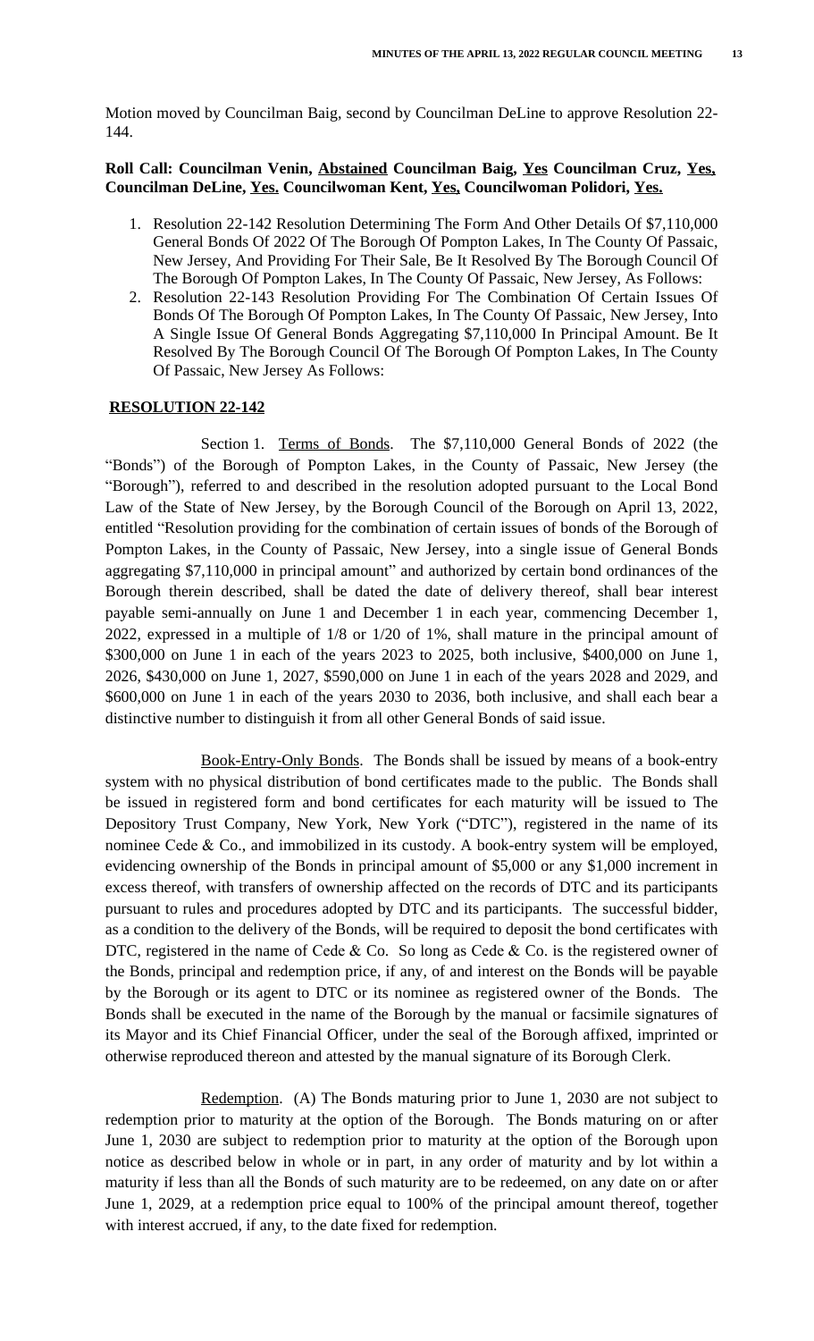Motion moved by Councilman Baig, second by Councilman DeLine to approve Resolution 22-144.

**Roll Call: Councilman Venin, <u>Abstained</u> Councilman Baig, <u>Yes</u> Councilman Cruz, <u>Yes,</u> Councilman DeLine, <u>Yes.</u> Councilwoman Kent, <u>Yes,</u> Councilwoman Polidori, <u>Yes.</u>**

1. Resolution 22-142 Resolution Determining The Form And Other Details Of $7,110,000 General Bonds Of 2022 Of The Borough Of Pompton Lakes, In The County Of Passaic, New Jersey, And Providing For Their Sale, Be It Resolved By The Borough Council Of The Borough Of Pompton Lakes, In The County Of Passaic, New Jersey, As Follows:
2. Resolution 22-143 Resolution Providing For The Combination Of Certain Issues Of Bonds Of The Borough Of Pompton Lakes, In The County Of Passaic, New Jersey, Into A Single Issue Of General Bonds Aggregating $7,110,000 In Principal Amount. Be It Resolved By The Borough Council Of The Borough Of Pompton Lakes, In The County Of Passaic, New Jersey As Follows:

**<u>RESOLUTION 22-142</u>**

Section 1. <u>Terms of Bonds</u>. The $7,110,000 General Bonds of 2022 (the "Bonds") of the Borough of Pompton Lakes, in the County of Passaic, New Jersey (the "Borough"), referred to and described in the resolution adopted pursuant to the Local Bond Law of the State of New Jersey, by the Borough Council of the Borough on April 13, 2022, entitled "Resolution providing for the combination of certain issues of bonds of the Borough of Pompton Lakes, in the County of Passaic, New Jersey, into a single issue of General Bonds aggregating $7,110,000 in principal amount" and authorized by certain bond ordinances of the Borough therein described, shall be dated the date of delivery thereof, shall bear interest payable semi-annually on June 1 and December 1 in each year, commencing December 1, 2022, expressed in a multiple of 1/8 or 1/20 of 1%, shall mature in the principal amount of $300,000 on June 1 in each of the years 2023 to 2025, both inclusive, $400,000 on June 1, 2026, $430,000 on June 1, 2027, $590,000 on June 1 in each of the years 2028 and 2029, and $600,000 on June 1 in each of the years 2030 to 2036, both inclusive, and shall each bear a distinctive number to distinguish it from all other General Bonds of said issue.

<u>Book-Entry-Only Bonds</u>. The Bonds shall be issued by means of a book-entry system with no physical distribution of bond certificates made to the public. The Bonds shall be issued in registered form and bond certificates for each maturity will be issued to The Depository Trust Company, New York, New York ("DTC"), registered in the name of its nominee Cede & Co., and immobilized in its custody. A book-entry system will be employed, evidencing ownership of the Bonds in principal amount of $5,000 or any $1,000 increment in excess thereof, with transfers of ownership affected on the records of DTC and its participants pursuant to rules and procedures adopted by DTC and its participants. The successful bidder, as a condition to the delivery of the Bonds, will be required to deposit the bond certificates with DTC, registered in the name of Cede & Co. So long as Cede & Co. is the registered owner of the Bonds, principal and redemption price, if any, of and interest on the Bonds will be payable by the Borough or its agent to DTC or its nominee as registered owner of the Bonds. The Bonds shall be executed in the name of the Borough by the manual or facsimile signatures of its Mayor and its Chief Financial Officer, under the seal of the Borough affixed, imprinted or otherwise reproduced thereon and attested by the manual signature of its Borough Clerk.

<u>Redemption</u>. (A) The Bonds maturing prior to June 1, 2030 are not subject to redemption prior to maturity at the option of the Borough. The Bonds maturing on or after June 1, 2030 are subject to redemption prior to maturity at the option of the Borough upon notice as described below in whole or in part, in any order of maturity and by lot within a maturity if less than all the Bonds of such maturity are to be redeemed, on any date on or after June 1, 2029, at a redemption price equal to 100% of the principal amount thereof, together with interest accrued, if any, to the date fixed for redemption.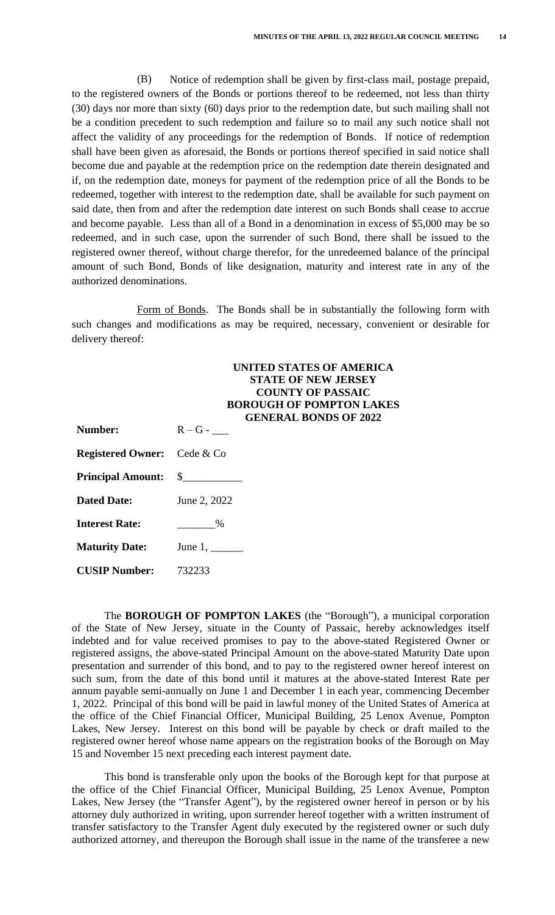(B) Notice of redemption shall be given by first-class mail, postage prepaid, to the registered owners of the Bonds or portions thereof to be redeemed, not less than thirty (30) days nor more than sixty (60) days prior to the redemption date, but such mailing shall not be a condition precedent to such redemption and failure so to mail any such notice shall not affect the validity of any proceedings for the redemption of Bonds. If notice of redemption shall have been given as aforesaid, the Bonds or portions thereof specified in said notice shall become due and payable at the redemption price on the redemption date therein designated and if, on the redemption date, moneys for payment of the redemption price of all the Bonds to be redeemed, together with interest to the redemption date, shall be available for such payment on said date, then from and after the redemption date interest on such Bonds shall cease to accrue and become payable. Less than all of a Bond in a denomination in excess of $5,000 may be so redeemed, and in such case, upon the surrender of such Bond, there shall be issued to the registered owner thereof, without charge therefor, for the unredeemed balance of the principal amount of such Bond, Bonds of like designation, maturity and interest rate in any of the authorized denominations.

Form of Bonds. The Bonds shall be in substantially the following form with such changes and modifications as may be required, necessary, convenient or desirable for delivery thereof:

**UNITED STATES OF AMERICA**
**STATE OF NEW JERSEY**
**COUNTY OF PASSAIC**
**BOROUGH OF POMPTON LAKES**
**GENERAL BONDS OF 2022**

**Number:** R – G - ___

**Registered Owner:** Cede & Co

**Principal Amount:** $__________

**Dated Date:** June 2, 2022

**Interest Rate:** ______%

**Maturity Date:** June 1, ______

**CUSIP Number:** 732233

The **BOROUGH OF POMPTON LAKES** (the "Borough"), a municipal corporation of the State of New Jersey, situate in the County of Passaic, hereby acknowledges itself indebted and for value received promises to pay to the above-stated Registered Owner or registered assigns, the above-stated Principal Amount on the above-stated Maturity Date upon presentation and surrender of this bond, and to pay to the registered owner hereof interest on such sum, from the date of this bond until it matures at the above-stated Interest Rate per annum payable semi-annually on June 1 and December 1 in each year, commencing December 1, 2022. Principal of this bond will be paid in lawful money of the United States of America at the office of the Chief Financial Officer, Municipal Building, 25 Lenox Avenue, Pompton Lakes, New Jersey. Interest on this bond will be payable by check or draft mailed to the registered owner hereof whose name appears on the registration books of the Borough on May 15 and November 15 next preceding each interest payment date.

This bond is transferable only upon the books of the Borough kept for that purpose at the office of the Chief Financial Officer, Municipal Building, 25 Lenox Avenue, Pompton Lakes, New Jersey (the "Transfer Agent"), by the registered owner hereof in person or by his attorney duly authorized in writing, upon surrender hereof together with a written instrument of transfer satisfactory to the Transfer Agent duly executed by the registered owner or such duly authorized attorney, and thereupon the Borough shall issue in the name of the transferee a new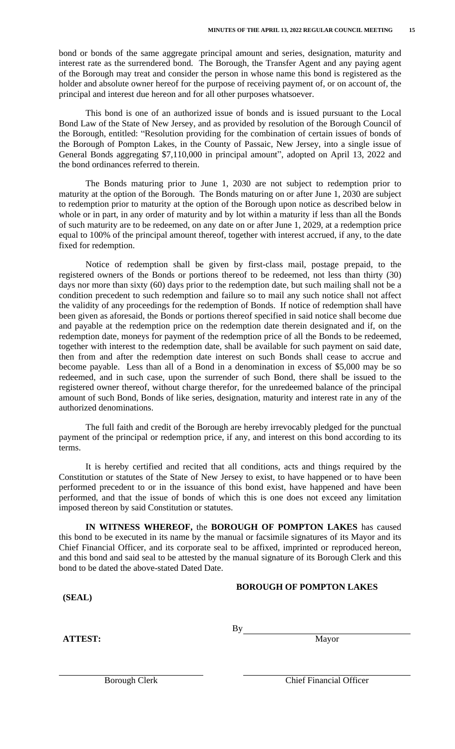bond or bonds of the same aggregate principal amount and series, designation, maturity and interest rate as the surrendered bond. The Borough, the Transfer Agent and any paying agent of the Borough may treat and consider the person in whose name this bond is registered as the holder and absolute owner hereof for the purpose of receiving payment of, or on account of, the principal and interest due hereon and for all other purposes whatsoever.

This bond is one of an authorized issue of bonds and is issued pursuant to the Local Bond Law of the State of New Jersey, and as provided by resolution of the Borough Council of the Borough, entitled: "Resolution providing for the combination of certain issues of bonds of the Borough of Pompton Lakes, in the County of Passaic, New Jersey, into a single issue of General Bonds aggregating $7,110,000 in principal amount", adopted on April 13, 2022 and the bond ordinances referred to therein.

The Bonds maturing prior to June 1, 2030 are not subject to redemption prior to maturity at the option of the Borough. The Bonds maturing on or after June 1, 2030 are subject to redemption prior to maturity at the option of the Borough upon notice as described below in whole or in part, in any order of maturity and by lot within a maturity if less than all the Bonds of such maturity are to be redeemed, on any date on or after June 1, 2029, at a redemption price equal to 100% of the principal amount thereof, together with interest accrued, if any, to the date fixed for redemption.

Notice of redemption shall be given by first-class mail, postage prepaid, to the registered owners of the Bonds or portions thereof to be redeemed, not less than thirty (30) days nor more than sixty (60) days prior to the redemption date, but such mailing shall not be a condition precedent to such redemption and failure so to mail any such notice shall not affect the validity of any proceedings for the redemption of Bonds. If notice of redemption shall have been given as aforesaid, the Bonds or portions thereof specified in said notice shall become due and payable at the redemption price on the redemption date therein designated and if, on the redemption date, moneys for payment of the redemption price of all the Bonds to be redeemed, together with interest to the redemption date, shall be available for such payment on said date, then from and after the redemption date interest on such Bonds shall cease to accrue and become payable. Less than all of a Bond in a denomination in excess of $5,000 may be so redeemed, and in such case, upon the surrender of such Bond, there shall be issued to the registered owner thereof, without charge therefor, for the unredeemed balance of the principal amount of such Bond, Bonds of like series, designation, maturity and interest rate in any of the authorized denominations.

The full faith and credit of the Borough are hereby irrevocably pledged for the punctual payment of the principal or redemption price, if any, and interest on this bond according to its terms.

It is hereby certified and recited that all conditions, acts and things required by the Constitution or statutes of the State of New Jersey to exist, to have happened or to have been performed precedent to or in the issuance of this bond exist, have happened and have been performed, and that the issue of bonds of which this is one does not exceed any limitation imposed thereon by said Constitution or statutes.

**IN WITNESS WHEREOF,** the **BOROUGH OF POMPTON LAKES** has caused this bond to be executed in its name by the manual or facsimile signatures of its Mayor and its Chief Financial Officer, and its corporate seal to be affixed, imprinted or reproduced hereon, and this bond and said seal to be attested by the manual signature of its Borough Clerk and this bond to be dated the above-stated Dated Date.

**BOROUGH OF POMPTON LAKES**

**(SEAL)**

By ______________________________
Mayor

**ATTEST:**

______________________________
Borough Clerk

______________________________
Chief Financial Officer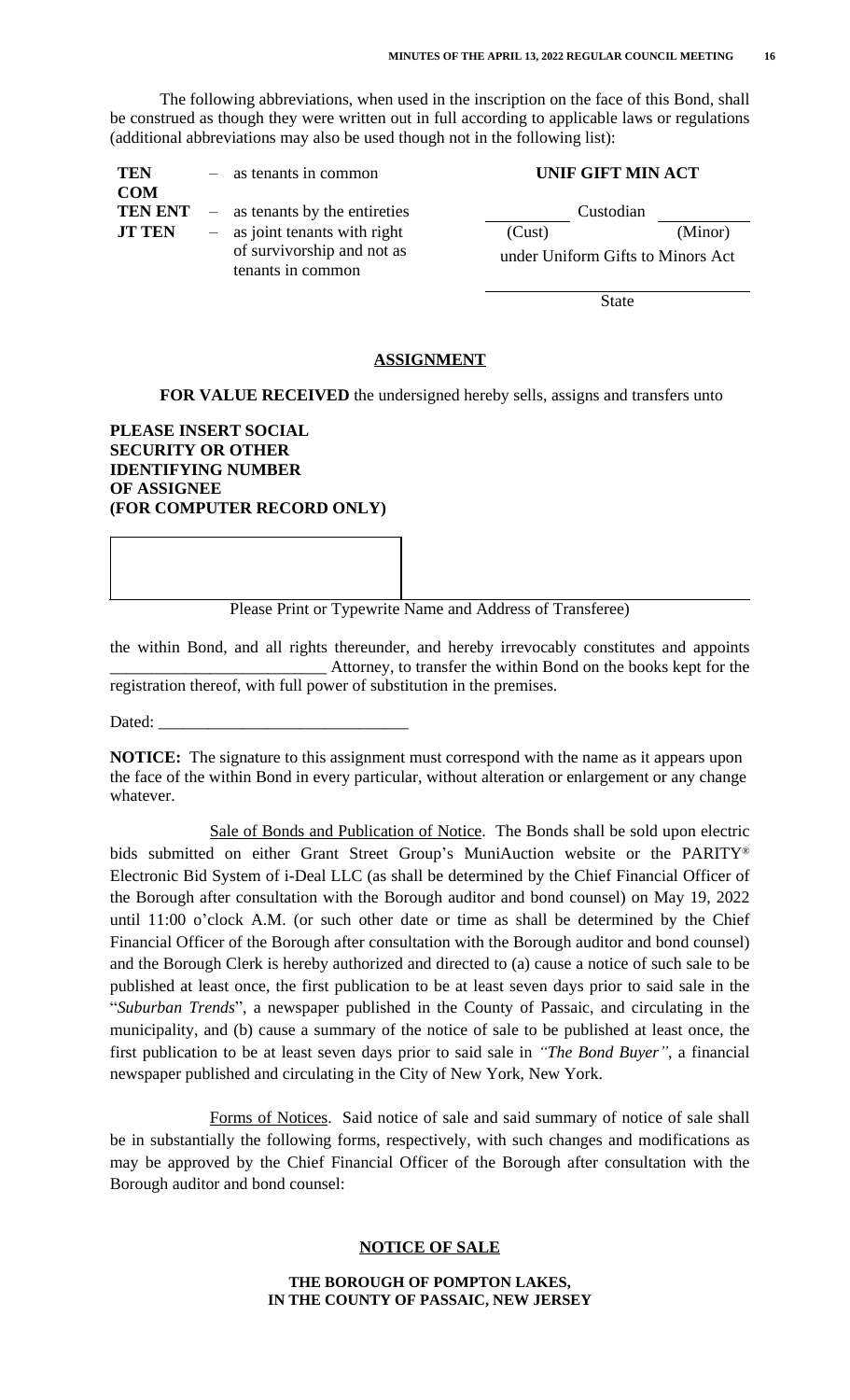The following abbreviations, when used in the inscription on the face of this Bond, shall be construed as though they were written out in full according to applicable laws or regulations (additional abbreviations may also be used though not in the following list):

| | | |
|---|---|---|
| **TEN COM** | – as tenants in common | **UNIF GIFT MIN ACT** |
| **TEN ENT** | – as tenants by the entireties | \_\_\_\_\_\_\_\_ Custodian \_\_\_\_\_\_\_\_ |
| **JT TEN** | – as joint tenants with right of survivorship and not as tenants in common | (Cust) (Minor) under Uniform Gifts to Minors Act |
| | | \_\_\_\_\_\_\_\_\_\_\_\_\_\_\_\_ State |

**ASSIGNMENT**

**FOR VALUE RECEIVED** the undersigned hereby sells, assigns and transfers unto

**PLEASE INSERT SOCIAL SECURITY OR OTHER IDENTIFYING NUMBER OF ASSIGNEE (FOR COMPUTER RECORD ONLY)**

Please Print or Typewrite Name and Address of Transferee)

the within Bond, and all rights thereunder, and hereby irrevocably constitutes and appoints \_\_\_\_\_\_\_\_\_\_\_\_\_\_\_\_\_\_\_\_\_\_\_\_\_\_ Attorney, to transfer the within Bond on the books kept for the registration thereof, with full power of substitution in the premises.

Dated: \_\_\_\_\_\_\_\_\_\_\_\_\_\_\_\_\_\_\_\_\_\_\_\_\_\_\_\_\_\_

**NOTICE:** The signature to this assignment must correspond with the name as it appears upon the face of the within Bond in every particular, without alteration or enlargement or any change whatever.

Sale of Bonds and Publication of Notice. The Bonds shall be sold upon electric bids submitted on either Grant Street Group's MuniAuction website or the PARITY® Electronic Bid System of i-Deal LLC (as shall be determined by the Chief Financial Officer of the Borough after consultation with the Borough auditor and bond counsel) on May 19, 2022 until 11:00 o'clock A.M. (or such other date or time as shall be determined by the Chief Financial Officer of the Borough after consultation with the Borough auditor and bond counsel) and the Borough Clerk is hereby authorized and directed to (a) cause a notice of such sale to be published at least once, the first publication to be at least seven days prior to said sale in the "*Suburban Trends*", a newspaper published in the County of Passaic, and circulating in the municipality, and (b) cause a summary of the notice of sale to be published at least once, the first publication to be at least seven days prior to said sale in *"The Bond Buyer"*, a financial newspaper published and circulating in the City of New York, New York.

Forms of Notices. Said notice of sale and said summary of notice of sale shall be in substantially the following forms, respectively, with such changes and modifications as may be approved by the Chief Financial Officer of the Borough after consultation with the Borough auditor and bond counsel:

**NOTICE OF SALE**

**THE BOROUGH OF POMPTON LAKES,**
**IN THE COUNTY OF PASSAIC, NEW JERSEY**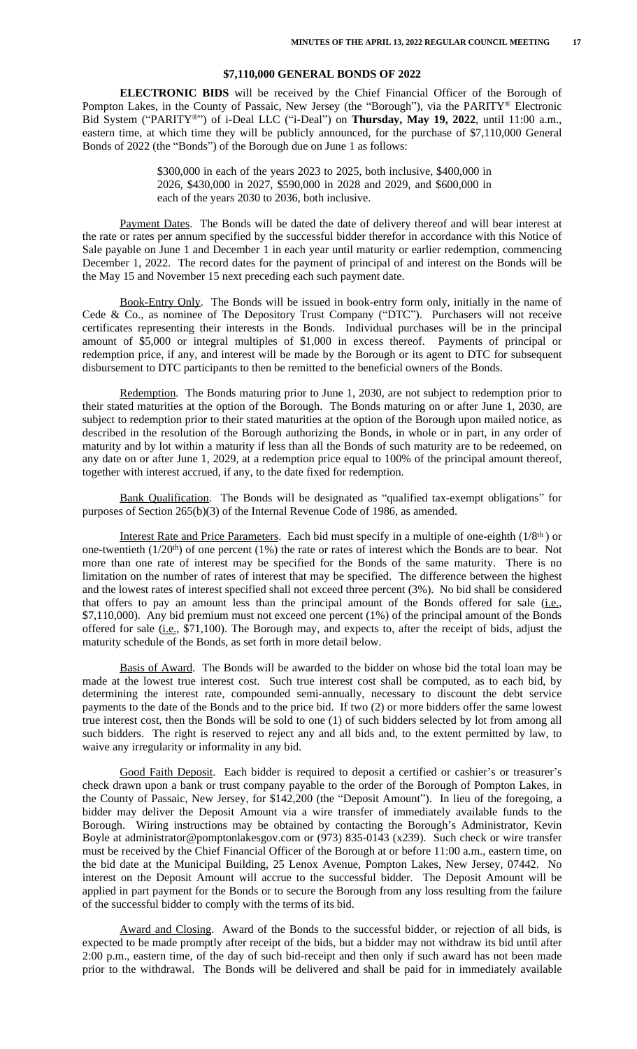## $7,110,000 GENERAL BONDS OF 2022

**ELECTRONIC BIDS** will be received by the Chief Financial Officer of the Borough of Pompton Lakes, in the County of Passaic, New Jersey (the "Borough"), via the PARITY® Electronic Bid System ("PARITY®") of i-Deal LLC ("i-Deal") on **Thursday, May 19, 2022**, until 11:00 a.m., eastern time, at which time they will be publicly announced, for the purchase of $7,110,000 General Bonds of 2022 (the "Bonds") of the Borough due on June 1 as follows:

> $300,000 in each of the years 2023 to 2025, both inclusive, $400,000 in 2026, $430,000 in 2027, $590,000 in 2028 and 2029, and $600,000 in each of the years 2030 to 2036, both inclusive.

Payment Dates. The Bonds will be dated the date of delivery thereof and will bear interest at the rate or rates per annum specified by the successful bidder therefor in accordance with this Notice of Sale payable on June 1 and December 1 in each year until maturity or earlier redemption, commencing December 1, 2022. The record dates for the payment of principal of and interest on the Bonds will be the May 15 and November 15 next preceding each such payment date.

Book-Entry Only. The Bonds will be issued in book-entry form only, initially in the name of Cede & Co., as nominee of The Depository Trust Company ("DTC"). Purchasers will not receive certificates representing their interests in the Bonds. Individual purchases will be in the principal amount of $5,000 or integral multiples of $1,000 in excess thereof. Payments of principal or redemption price, if any, and interest will be made by the Borough or its agent to DTC for subsequent disbursement to DTC participants to then be remitted to the beneficial owners of the Bonds.

Redemption. The Bonds maturing prior to June 1, 2030, are not subject to redemption prior to their stated maturities at the option of the Borough. The Bonds maturing on or after June 1, 2030, are subject to redemption prior to their stated maturities at the option of the Borough upon mailed notice, as described in the resolution of the Borough authorizing the Bonds, in whole or in part, in any order of maturity and by lot within a maturity if less than all the Bonds of such maturity are to be redeemed, on any date on or after June 1, 2029, at a redemption price equal to 100% of the principal amount thereof, together with interest accrued, if any, to the date fixed for redemption.

Bank Qualification. The Bonds will be designated as "qualified tax-exempt obligations" for purposes of Section 265(b)(3) of the Internal Revenue Code of 1986, as amended.

Interest Rate and Price Parameters. Each bid must specify in a multiple of one-eighth (1/8th) or one-twentieth (1/20th) of one percent (1%) the rate or rates of interest which the Bonds are to bear. Not more than one rate of interest may be specified for the Bonds of the same maturity. There is no limitation on the number of rates of interest that may be specified. The difference between the highest and the lowest rates of interest specified shall not exceed three percent (3%). No bid shall be considered that offers to pay an amount less than the principal amount of the Bonds offered for sale (i.e., $7,110,000). Any bid premium must not exceed one percent (1%) of the principal amount of the Bonds offered for sale (i.e., $71,100). The Borough may, and expects to, after the receipt of bids, adjust the maturity schedule of the Bonds, as set forth in more detail below.

Basis of Award. The Bonds will be awarded to the bidder on whose bid the total loan may be made at the lowest true interest cost. Such true interest cost shall be computed, as to each bid, by determining the interest rate, compounded semi-annually, necessary to discount the debt service payments to the date of the Bonds and to the price bid. If two (2) or more bidders offer the same lowest true interest cost, then the Bonds will be sold to one (1) of such bidders selected by lot from among all such bidders. The right is reserved to reject any and all bids and, to the extent permitted by law, to waive any irregularity or informality in any bid.

Good Faith Deposit. Each bidder is required to deposit a certified or cashier's or treasurer's check drawn upon a bank or trust company payable to the order of the Borough of Pompton Lakes, in the County of Passaic, New Jersey, for $142,200 (the "Deposit Amount"). In lieu of the foregoing, a bidder may deliver the Deposit Amount via a wire transfer of immediately available funds to the Borough. Wiring instructions may be obtained by contacting the Borough's Administrator, Kevin Boyle at administrator@pomptonlakesgov.com or (973) 835-0143 (x239). Such check or wire transfer must be received by the Chief Financial Officer of the Borough at or before 11:00 a.m., eastern time, on the bid date at the Municipal Building, 25 Lenox Avenue, Pompton Lakes, New Jersey, 07442. No interest on the Deposit Amount will accrue to the successful bidder. The Deposit Amount will be applied in part payment for the Bonds or to secure the Borough from any loss resulting from the failure of the successful bidder to comply with the terms of its bid.

Award and Closing. Award of the Bonds to the successful bidder, or rejection of all bids, is expected to be made promptly after receipt of the bids, but a bidder may not withdraw its bid until after 2:00 p.m., eastern time, of the day of such bid-receipt and then only if such award has not been made prior to the withdrawal. The Bonds will be delivered and shall be paid for in immediately available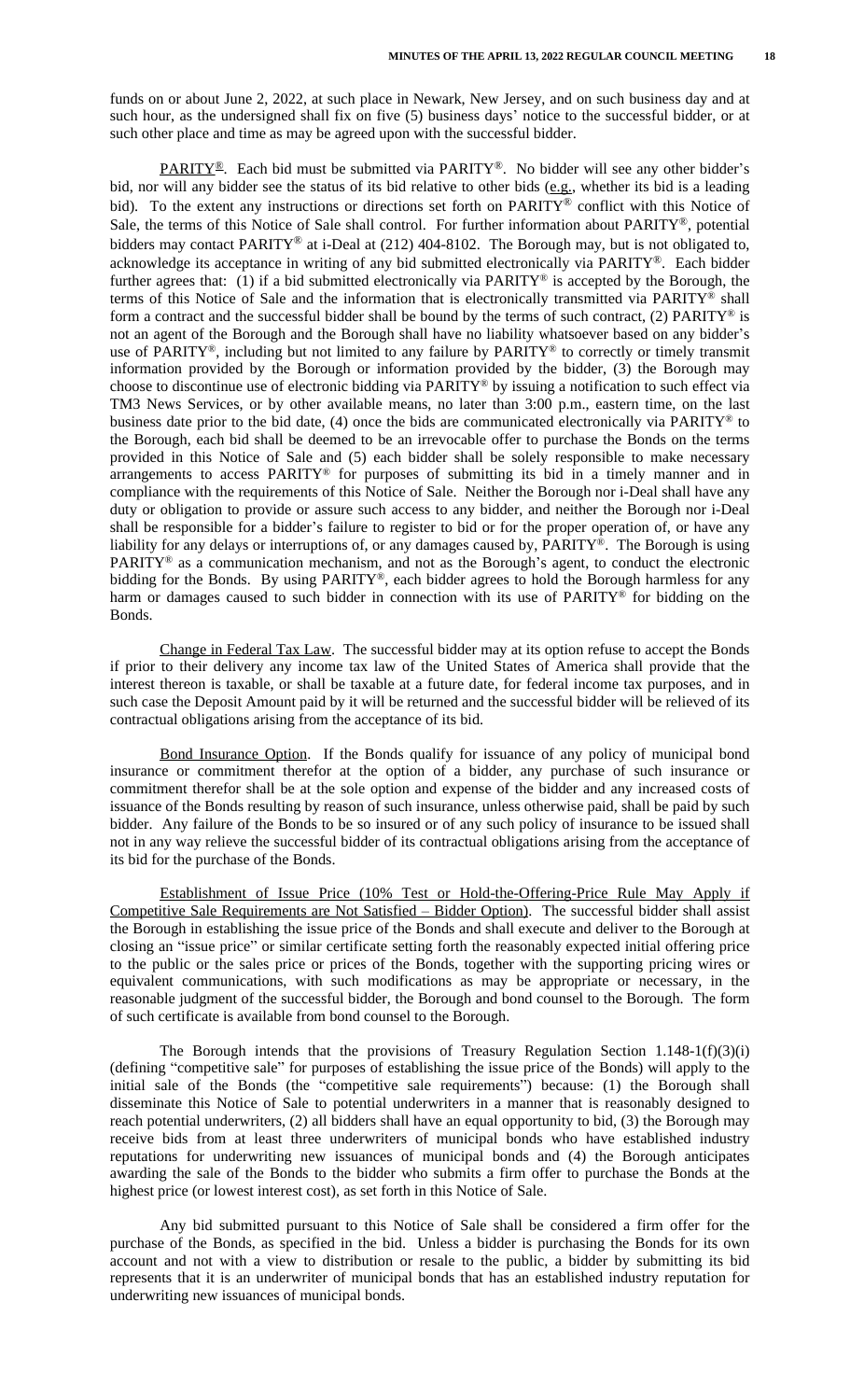funds on or about June 2, 2022, at such place in Newark, New Jersey, and on such business day and at such hour, as the undersigned shall fix on five (5) business days' notice to the successful bidder, or at such other place and time as may be agreed upon with the successful bidder.

PARITY®. Each bid must be submitted via PARITY®. No bidder will see any other bidder's bid, nor will any bidder see the status of its bid relative to other bids (e.g., whether its bid is a leading bid). To the extent any instructions or directions set forth on PARITY® conflict with this Notice of Sale, the terms of this Notice of Sale shall control. For further information about PARITY®, potential bidders may contact PARITY® at i-Deal at (212) 404-8102. The Borough may, but is not obligated to, acknowledge its acceptance in writing of any bid submitted electronically via PARITY®. Each bidder further agrees that: (1) if a bid submitted electronically via PARITY® is accepted by the Borough, the terms of this Notice of Sale and the information that is electronically transmitted via PARITY® shall form a contract and the successful bidder shall be bound by the terms of such contract, (2) PARITY® is not an agent of the Borough and the Borough shall have no liability whatsoever based on any bidder's use of PARITY®, including but not limited to any failure by PARITY® to correctly or timely transmit information provided by the Borough or information provided by the bidder, (3) the Borough may choose to discontinue use of electronic bidding via PARITY® by issuing a notification to such effect via TM3 News Services, or by other available means, no later than 3:00 p.m., eastern time, on the last business date prior to the bid date, (4) once the bids are communicated electronically via PARITY® to the Borough, each bid shall be deemed to be an irrevocable offer to purchase the Bonds on the terms provided in this Notice of Sale and (5) each bidder shall be solely responsible to make necessary arrangements to access PARITY® for purposes of submitting its bid in a timely manner and in compliance with the requirements of this Notice of Sale. Neither the Borough nor i-Deal shall have any duty or obligation to provide or assure such access to any bidder, and neither the Borough nor i-Deal shall be responsible for a bidder's failure to register to bid or for the proper operation of, or have any liability for any delays or interruptions of, or any damages caused by, PARITY®. The Borough is using PARITY® as a communication mechanism, and not as the Borough's agent, to conduct the electronic bidding for the Bonds. By using PARITY®, each bidder agrees to hold the Borough harmless for any harm or damages caused to such bidder in connection with its use of PARITY® for bidding on the Bonds.

Change in Federal Tax Law. The successful bidder may at its option refuse to accept the Bonds if prior to their delivery any income tax law of the United States of America shall provide that the interest thereon is taxable, or shall be taxable at a future date, for federal income tax purposes, and in such case the Deposit Amount paid by it will be returned and the successful bidder will be relieved of its contractual obligations arising from the acceptance of its bid.

Bond Insurance Option. If the Bonds qualify for issuance of any policy of municipal bond insurance or commitment therefor at the option of a bidder, any purchase of such insurance or commitment therefor shall be at the sole option and expense of the bidder and any increased costs of issuance of the Bonds resulting by reason of such insurance, unless otherwise paid, shall be paid by such bidder. Any failure of the Bonds to be so insured or of any such policy of insurance to be issued shall not in any way relieve the successful bidder of its contractual obligations arising from the acceptance of its bid for the purchase of the Bonds.

Establishment of Issue Price (10% Test or Hold-the-Offering-Price Rule May Apply if Competitive Sale Requirements are Not Satisfied – Bidder Option). The successful bidder shall assist the Borough in establishing the issue price of the Bonds and shall execute and deliver to the Borough at closing an "issue price" or similar certificate setting forth the reasonably expected initial offering price to the public or the sales price or prices of the Bonds, together with the supporting pricing wires or equivalent communications, with such modifications as may be appropriate or necessary, in the reasonable judgment of the successful bidder, the Borough and bond counsel to the Borough. The form of such certificate is available from bond counsel to the Borough.

The Borough intends that the provisions of Treasury Regulation Section 1.148-1(f)(3)(i) (defining "competitive sale" for purposes of establishing the issue price of the Bonds) will apply to the initial sale of the Bonds (the "competitive sale requirements") because: (1) the Borough shall disseminate this Notice of Sale to potential underwriters in a manner that is reasonably designed to reach potential underwriters, (2) all bidders shall have an equal opportunity to bid, (3) the Borough may receive bids from at least three underwriters of municipal bonds who have established industry reputations for underwriting new issuances of municipal bonds and (4) the Borough anticipates awarding the sale of the Bonds to the bidder who submits a firm offer to purchase the Bonds at the highest price (or lowest interest cost), as set forth in this Notice of Sale.

Any bid submitted pursuant to this Notice of Sale shall be considered a firm offer for the purchase of the Bonds, as specified in the bid. Unless a bidder is purchasing the Bonds for its own account and not with a view to distribution or resale to the public, a bidder by submitting its bid represents that it is an underwriter of municipal bonds that has an established industry reputation for underwriting new issuances of municipal bonds.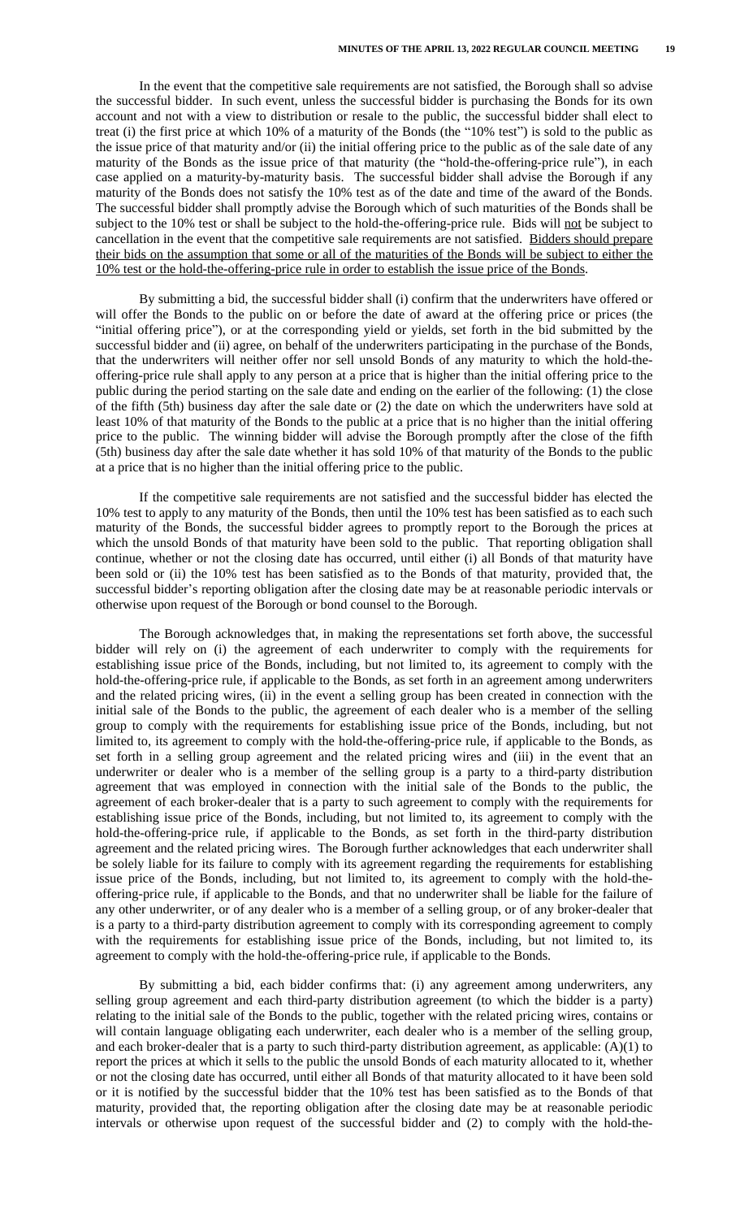In the event that the competitive sale requirements are not satisfied, the Borough shall so advise the successful bidder. In such event, unless the successful bidder is purchasing the Bonds for its own account and not with a view to distribution or resale to the public, the successful bidder shall elect to treat (i) the first price at which 10% of a maturity of the Bonds (the "10% test") is sold to the public as the issue price of that maturity and/or (ii) the initial offering price to the public as of the sale date of any maturity of the Bonds as the issue price of that maturity (the "hold-the-offering-price rule"), in each case applied on a maturity-by-maturity basis. The successful bidder shall advise the Borough if any maturity of the Bonds does not satisfy the 10% test as of the date and time of the award of the Bonds. The successful bidder shall promptly advise the Borough which of such maturities of the Bonds shall be subject to the 10% test or shall be subject to the hold-the-offering-price rule. Bids will <u>not</u> be subject to cancellation in the event that the competitive sale requirements are not satisfied. <u>Bidders should prepare their bids on the assumption that some or all of the maturities of the Bonds will be subject to either the 10% test or the hold-the-offering-price rule in order to establish the issue price of the Bonds</u>.

By submitting a bid, the successful bidder shall (i) confirm that the underwriters have offered or will offer the Bonds to the public on or before the date of award at the offering price or prices (the "initial offering price"), or at the corresponding yield or yields, set forth in the bid submitted by the successful bidder and (ii) agree, on behalf of the underwriters participating in the purchase of the Bonds, that the underwriters will neither offer nor sell unsold Bonds of any maturity to which the hold-the-offering-price rule shall apply to any person at a price that is higher than the initial offering price to the public during the period starting on the sale date and ending on the earlier of the following: (1) the close of the fifth (5th) business day after the sale date or (2) the date on which the underwriters have sold at least 10% of that maturity of the Bonds to the public at a price that is no higher than the initial offering price to the public. The winning bidder will advise the Borough promptly after the close of the fifth (5th) business day after the sale date whether it has sold 10% of that maturity of the Bonds to the public at a price that is no higher than the initial offering price to the public.

If the competitive sale requirements are not satisfied and the successful bidder has elected the 10% test to apply to any maturity of the Bonds, then until the 10% test has been satisfied as to each such maturity of the Bonds, the successful bidder agrees to promptly report to the Borough the prices at which the unsold Bonds of that maturity have been sold to the public. That reporting obligation shall continue, whether or not the closing date has occurred, until either (i) all Bonds of that maturity have been sold or (ii) the 10% test has been satisfied as to the Bonds of that maturity, provided that, the successful bidder's reporting obligation after the closing date may be at reasonable periodic intervals or otherwise upon request of the Borough or bond counsel to the Borough.

The Borough acknowledges that, in making the representations set forth above, the successful bidder will rely on (i) the agreement of each underwriter to comply with the requirements for establishing issue price of the Bonds, including, but not limited to, its agreement to comply with the hold-the-offering-price rule, if applicable to the Bonds, as set forth in an agreement among underwriters and the related pricing wires, (ii) in the event a selling group has been created in connection with the initial sale of the Bonds to the public, the agreement of each dealer who is a member of the selling group to comply with the requirements for establishing issue price of the Bonds, including, but not limited to, its agreement to comply with the hold-the-offering-price rule, if applicable to the Bonds, as set forth in a selling group agreement and the related pricing wires and (iii) in the event that an underwriter or dealer who is a member of the selling group is a party to a third-party distribution agreement that was employed in connection with the initial sale of the Bonds to the public, the agreement of each broker-dealer that is a party to such agreement to comply with the requirements for establishing issue price of the Bonds, including, but not limited to, its agreement to comply with the hold-the-offering-price rule, if applicable to the Bonds, as set forth in the third-party distribution agreement and the related pricing wires. The Borough further acknowledges that each underwriter shall be solely liable for its failure to comply with its agreement regarding the requirements for establishing issue price of the Bonds, including, but not limited to, its agreement to comply with the hold-the-offering-price rule, if applicable to the Bonds, and that no underwriter shall be liable for the failure of any other underwriter, or of any dealer who is a member of a selling group, or of any broker-dealer that is a party to a third-party distribution agreement to comply with its corresponding agreement to comply with the requirements for establishing issue price of the Bonds, including, but not limited to, its agreement to comply with the hold-the-offering-price rule, if applicable to the Bonds.

By submitting a bid, each bidder confirms that: (i) any agreement among underwriters, any selling group agreement and each third-party distribution agreement (to which the bidder is a party) relating to the initial sale of the Bonds to the public, together with the related pricing wires, contains or will contain language obligating each underwriter, each dealer who is a member of the selling group, and each broker-dealer that is a party to such third-party distribution agreement, as applicable: (A)(1) to report the prices at which it sells to the public the unsold Bonds of each maturity allocated to it, whether or not the closing date has occurred, until either all Bonds of that maturity allocated to it have been sold or it is notified by the successful bidder that the 10% test has been satisfied as to the Bonds of that maturity, provided that, the reporting obligation after the closing date may be at reasonable periodic intervals or otherwise upon request of the successful bidder and (2) to comply with the hold-the-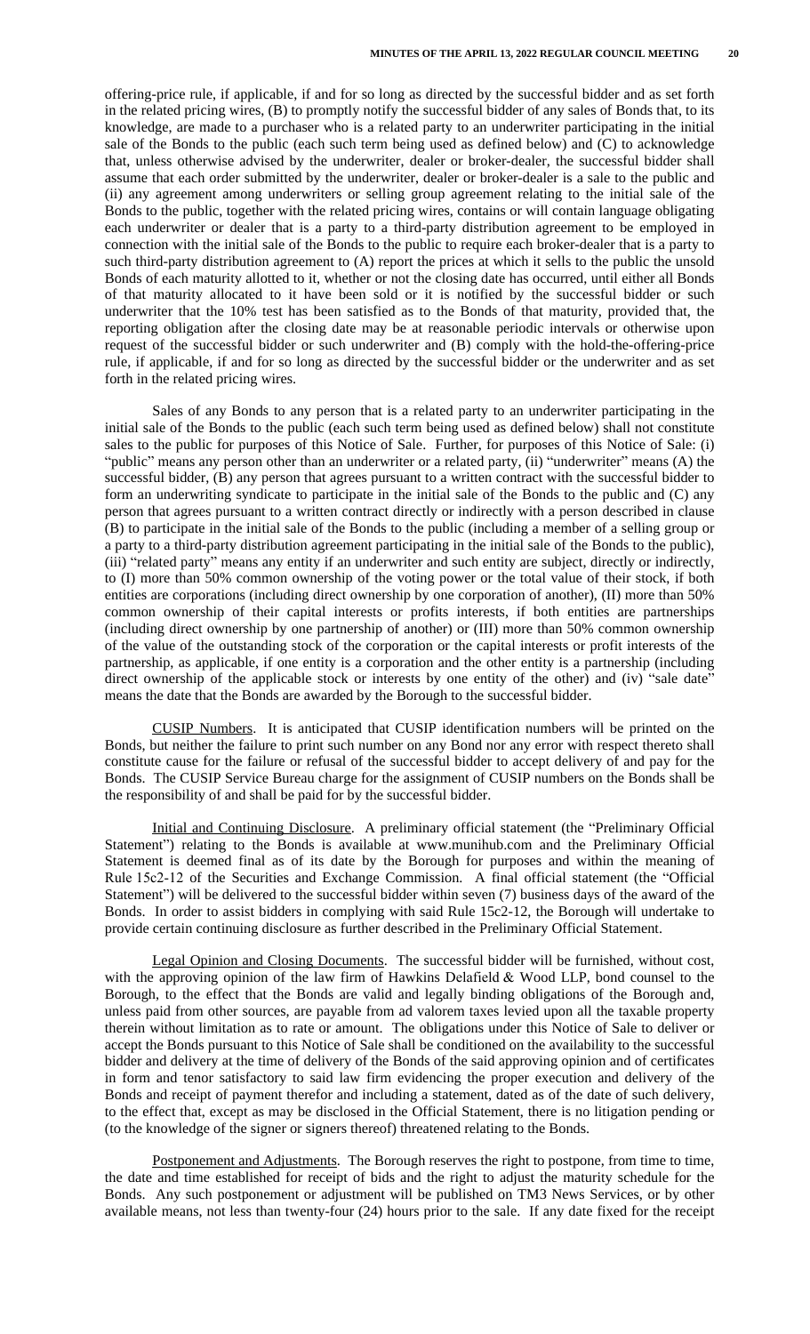offering-price rule, if applicable, if and for so long as directed by the successful bidder and as set forth in the related pricing wires, (B) to promptly notify the successful bidder of any sales of Bonds that, to its knowledge, are made to a purchaser who is a related party to an underwriter participating in the initial sale of the Bonds to the public (each such term being used as defined below) and (C) to acknowledge that, unless otherwise advised by the underwriter, dealer or broker-dealer, the successful bidder shall assume that each order submitted by the underwriter, dealer or broker-dealer is a sale to the public and (ii) any agreement among underwriters or selling group agreement relating to the initial sale of the Bonds to the public, together with the related pricing wires, contains or will contain language obligating each underwriter or dealer that is a party to a third-party distribution agreement to be employed in connection with the initial sale of the Bonds to the public to require each broker-dealer that is a party to such third-party distribution agreement to (A) report the prices at which it sells to the public the unsold Bonds of each maturity allotted to it, whether or not the closing date has occurred, until either all Bonds of that maturity allocated to it have been sold or it is notified by the successful bidder or such underwriter that the 10% test has been satisfied as to the Bonds of that maturity, provided that, the reporting obligation after the closing date may be at reasonable periodic intervals or otherwise upon request of the successful bidder or such underwriter and (B) comply with the hold-the-offering-price rule, if applicable, if and for so long as directed by the successful bidder or the underwriter and as set forth in the related pricing wires.

Sales of any Bonds to any person that is a related party to an underwriter participating in the initial sale of the Bonds to the public (each such term being used as defined below) shall not constitute sales to the public for purposes of this Notice of Sale. Further, for purposes of this Notice of Sale: (i) "public" means any person other than an underwriter or a related party, (ii) "underwriter" means (A) the successful bidder, (B) any person that agrees pursuant to a written contract with the successful bidder to form an underwriting syndicate to participate in the initial sale of the Bonds to the public and (C) any person that agrees pursuant to a written contract directly or indirectly with a person described in clause (B) to participate in the initial sale of the Bonds to the public (including a member of a selling group or a party to a third-party distribution agreement participating in the initial sale of the Bonds to the public), (iii) "related party" means any entity if an underwriter and such entity are subject, directly or indirectly, to (I) more than 50% common ownership of the voting power or the total value of their stock, if both entities are corporations (including direct ownership by one corporation of another), (II) more than 50% common ownership of their capital interests or profits interests, if both entities are partnerships (including direct ownership by one partnership of another) or (III) more than 50% common ownership of the value of the outstanding stock of the corporation or the capital interests or profit interests of the partnership, as applicable, if one entity is a corporation and the other entity is a partnership (including direct ownership of the applicable stock or interests by one entity of the other) and (iv) "sale date" means the date that the Bonds are awarded by the Borough to the successful bidder.

CUSIP Numbers. It is anticipated that CUSIP identification numbers will be printed on the Bonds, but neither the failure to print such number on any Bond nor any error with respect thereto shall constitute cause for the failure or refusal of the successful bidder to accept delivery of and pay for the Bonds. The CUSIP Service Bureau charge for the assignment of CUSIP numbers on the Bonds shall be the responsibility of and shall be paid for by the successful bidder.

Initial and Continuing Disclosure. A preliminary official statement (the "Preliminary Official Statement") relating to the Bonds is available at www.munihub.com and the Preliminary Official Statement is deemed final as of its date by the Borough for purposes and within the meaning of Rule 15c2-12 of the Securities and Exchange Commission. A final official statement (the "Official Statement") will be delivered to the successful bidder within seven (7) business days of the award of the Bonds. In order to assist bidders in complying with said Rule 15c2-12, the Borough will undertake to provide certain continuing disclosure as further described in the Preliminary Official Statement.

Legal Opinion and Closing Documents. The successful bidder will be furnished, without cost, with the approving opinion of the law firm of Hawkins Delafield & Wood LLP, bond counsel to the Borough, to the effect that the Bonds are valid and legally binding obligations of the Borough and, unless paid from other sources, are payable from ad valorem taxes levied upon all the taxable property therein without limitation as to rate or amount. The obligations under this Notice of Sale to deliver or accept the Bonds pursuant to this Notice of Sale shall be conditioned on the availability to the successful bidder and delivery at the time of delivery of the Bonds of the said approving opinion and of certificates in form and tenor satisfactory to said law firm evidencing the proper execution and delivery of the Bonds and receipt of payment therefor and including a statement, dated as of the date of such delivery, to the effect that, except as may be disclosed in the Official Statement, there is no litigation pending or (to the knowledge of the signer or signers thereof) threatened relating to the Bonds.

Postponement and Adjustments. The Borough reserves the right to postpone, from time to time, the date and time established for receipt of bids and the right to adjust the maturity schedule for the Bonds. Any such postponement or adjustment will be published on TM3 News Services, or by other available means, not less than twenty-four (24) hours prior to the sale. If any date fixed for the receipt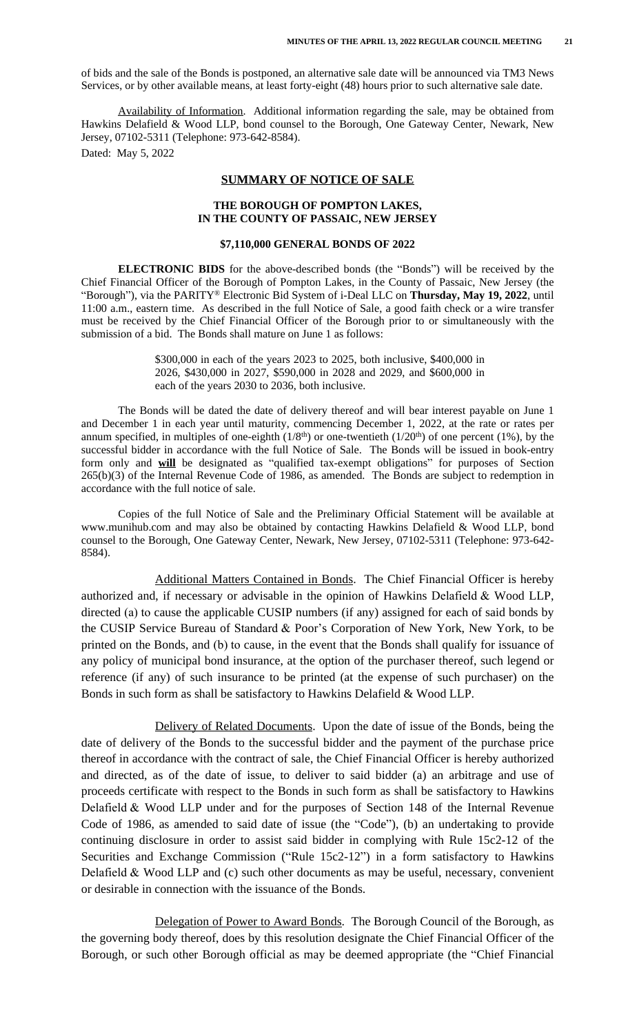of bids and the sale of the Bonds is postponed, an alternative sale date will be announced via TM3 News Services, or by other available means, at least forty-eight (48) hours prior to such alternative sale date.

Availability of Information. Additional information regarding the sale, may be obtained from Hawkins Delafield & Wood LLP, bond counsel to the Borough, One Gateway Center, Newark, New Jersey, 07102-5311 (Telephone: 973-642-8584).

Dated: May 5, 2022

## SUMMARY OF NOTICE OF SALE

### THE BOROUGH OF POMPTON LAKES, IN THE COUNTY OF PASSAIC, NEW JERSEY

### $7,110,000 GENERAL BONDS OF 2022

**ELECTRONIC BIDS** for the above-described bonds (the "Bonds") will be received by the Chief Financial Officer of the Borough of Pompton Lakes, in the County of Passaic, New Jersey (the "Borough"), via the PARITY® Electronic Bid System of i-Deal LLC on **Thursday, May 19, 2022**, until 11:00 a.m., eastern time. As described in the full Notice of Sale, a good faith check or a wire transfer must be received by the Chief Financial Officer of the Borough prior to or simultaneously with the submission of a bid. The Bonds shall mature on June 1 as follows:

> $300,000 in each of the years 2023 to 2025, both inclusive, $400,000 in 2026, $430,000 in 2027, $590,000 in 2028 and 2029, and $600,000 in each of the years 2030 to 2036, both inclusive.

The Bonds will be dated the date of delivery thereof and will bear interest payable on June 1 and December 1 in each year until maturity, commencing December 1, 2022, at the rate or rates per annum specified, in multiples of one-eighth (1/8th) or one-twentieth (1/20th) of one percent (1%), by the successful bidder in accordance with the full Notice of Sale. The Bonds will be issued in book-entry form only and **will** be designated as "qualified tax-exempt obligations" for purposes of Section 265(b)(3) of the Internal Revenue Code of 1986, as amended. The Bonds are subject to redemption in accordance with the full notice of sale.

Copies of the full Notice of Sale and the Preliminary Official Statement will be available at www.munihub.com and may also be obtained by contacting Hawkins Delafield & Wood LLP, bond counsel to the Borough, One Gateway Center, Newark, New Jersey, 07102-5311 (Telephone: 973-642-8584).

Additional Matters Contained in Bonds. The Chief Financial Officer is hereby authorized and, if necessary or advisable in the opinion of Hawkins Delafield & Wood LLP, directed (a) to cause the applicable CUSIP numbers (if any) assigned for each of said bonds by the CUSIP Service Bureau of Standard & Poor's Corporation of New York, New York, to be printed on the Bonds, and (b) to cause, in the event that the Bonds shall qualify for issuance of any policy of municipal bond insurance, at the option of the purchaser thereof, such legend or reference (if any) of such insurance to be printed (at the expense of such purchaser) on the Bonds in such form as shall be satisfactory to Hawkins Delafield & Wood LLP.

Delivery of Related Documents. Upon the date of issue of the Bonds, being the date of delivery of the Bonds to the successful bidder and the payment of the purchase price thereof in accordance with the contract of sale, the Chief Financial Officer is hereby authorized and directed, as of the date of issue, to deliver to said bidder (a) an arbitrage and use of proceeds certificate with respect to the Bonds in such form as shall be satisfactory to Hawkins Delafield & Wood LLP under and for the purposes of Section 148 of the Internal Revenue Code of 1986, as amended to said date of issue (the "Code"), (b) an undertaking to provide continuing disclosure in order to assist said bidder in complying with Rule 15c2-12 of the Securities and Exchange Commission ("Rule 15c2-12") in a form satisfactory to Hawkins Delafield & Wood LLP and (c) such other documents as may be useful, necessary, convenient or desirable in connection with the issuance of the Bonds.

Delegation of Power to Award Bonds. The Borough Council of the Borough, as the governing body thereof, does by this resolution designate the Chief Financial Officer of the Borough, or such other Borough official as may be deemed appropriate (the "Chief Financial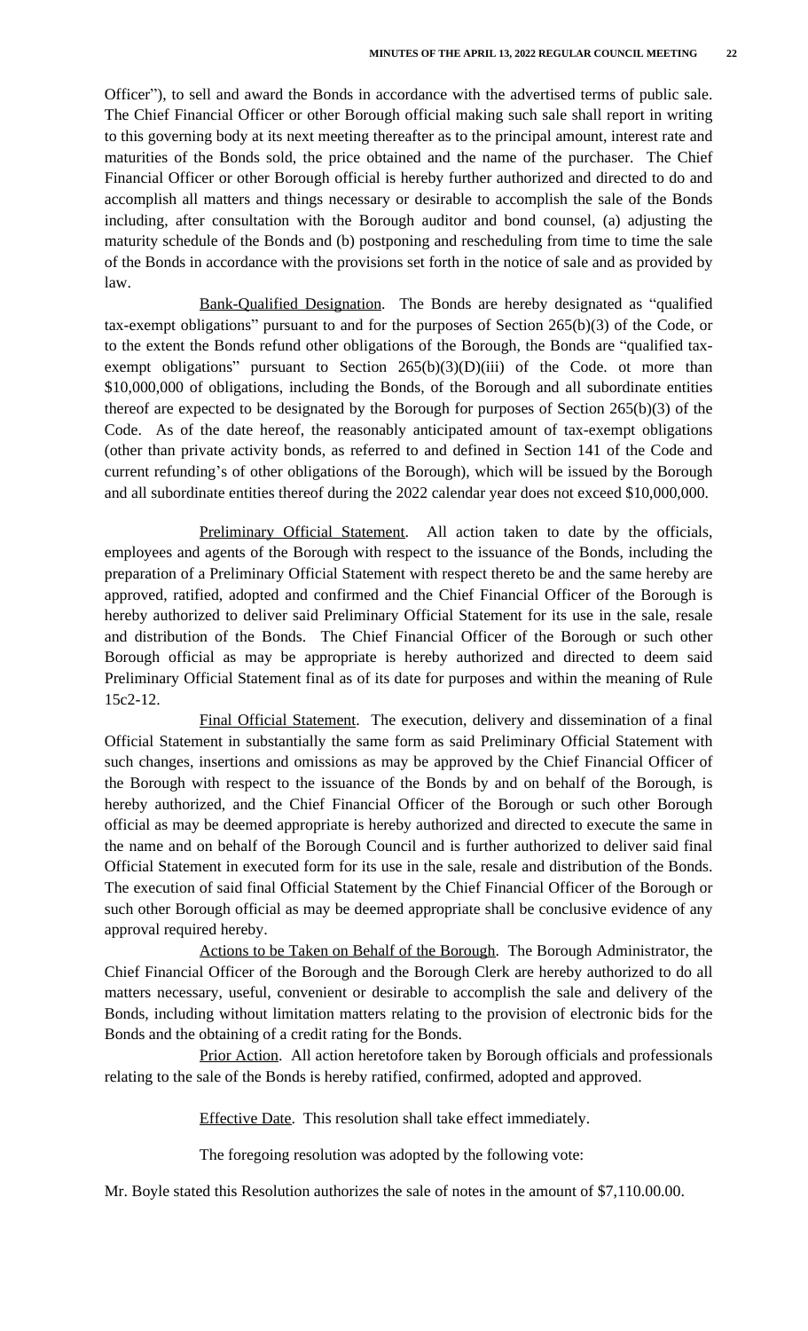Officer"), to sell and award the Bonds in accordance with the advertised terms of public sale. The Chief Financial Officer or other Borough official making such sale shall report in writing to this governing body at its next meeting thereafter as to the principal amount, interest rate and maturities of the Bonds sold, the price obtained and the name of the purchaser. The Chief Financial Officer or other Borough official is hereby further authorized and directed to do and accomplish all matters and things necessary or desirable to accomplish the sale of the Bonds including, after consultation with the Borough auditor and bond counsel, (a) adjusting the maturity schedule of the Bonds and (b) postponing and rescheduling from time to time the sale of the Bonds in accordance with the provisions set forth in the notice of sale and as provided by law.

Bank-Qualified Designation. The Bonds are hereby designated as "qualified tax-exempt obligations" pursuant to and for the purposes of Section 265(b)(3) of the Code, or to the extent the Bonds refund other obligations of the Borough, the Bonds are "qualified tax-exempt obligations" pursuant to Section 265(b)(3)(D)(iii) of the Code. ot more than $10,000,000 of obligations, including the Bonds, of the Borough and all subordinate entities thereof are expected to be designated by the Borough for purposes of Section 265(b)(3) of the Code. As of the date hereof, the reasonably anticipated amount of tax-exempt obligations (other than private activity bonds, as referred to and defined in Section 141 of the Code and current refunding's of other obligations of the Borough), which will be issued by the Borough and all subordinate entities thereof during the 2022 calendar year does not exceed $10,000,000.

Preliminary Official Statement. All action taken to date by the officials, employees and agents of the Borough with respect to the issuance of the Bonds, including the preparation of a Preliminary Official Statement with respect thereto be and the same hereby are approved, ratified, adopted and confirmed and the Chief Financial Officer of the Borough is hereby authorized to deliver said Preliminary Official Statement for its use in the sale, resale and distribution of the Bonds. The Chief Financial Officer of the Borough or such other Borough official as may be appropriate is hereby authorized and directed to deem said Preliminary Official Statement final as of its date for purposes and within the meaning of Rule 15c2-12.

Final Official Statement. The execution, delivery and dissemination of a final Official Statement in substantially the same form as said Preliminary Official Statement with such changes, insertions and omissions as may be approved by the Chief Financial Officer of the Borough with respect to the issuance of the Bonds by and on behalf of the Borough, is hereby authorized, and the Chief Financial Officer of the Borough or such other Borough official as may be deemed appropriate is hereby authorized and directed to execute the same in the name and on behalf of the Borough Council and is further authorized to deliver said final Official Statement in executed form for its use in the sale, resale and distribution of the Bonds. The execution of said final Official Statement by the Chief Financial Officer of the Borough or such other Borough official as may be deemed appropriate shall be conclusive evidence of any approval required hereby.

Actions to be Taken on Behalf of the Borough. The Borough Administrator, the Chief Financial Officer of the Borough and the Borough Clerk are hereby authorized to do all matters necessary, useful, convenient or desirable to accomplish the sale and delivery of the Bonds, including without limitation matters relating to the provision of electronic bids for the Bonds and the obtaining of a credit rating for the Bonds.

Prior Action. All action heretofore taken by Borough officials and professionals relating to the sale of the Bonds is hereby ratified, confirmed, adopted and approved.

Effective Date. This resolution shall take effect immediately.

The foregoing resolution was adopted by the following vote:

Mr. Boyle stated this Resolution authorizes the sale of notes in the amount of $7,110.00.00.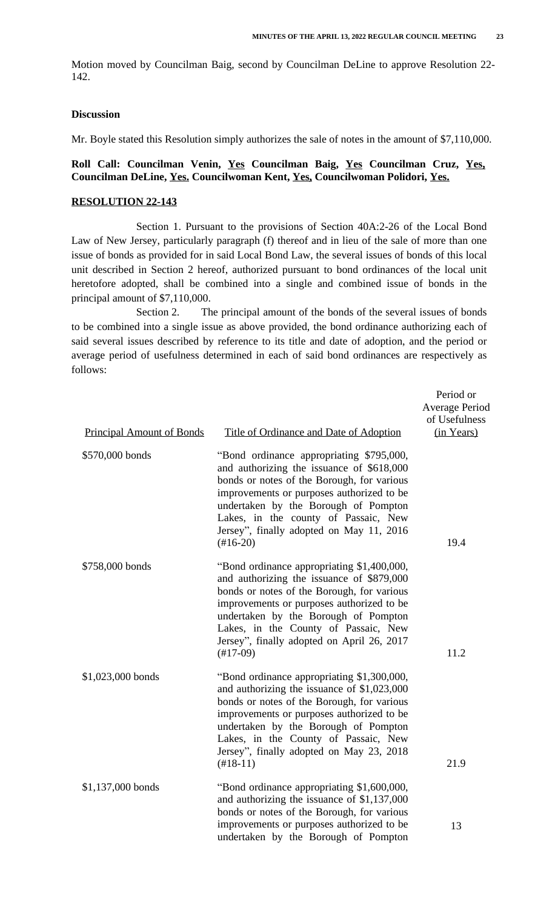Motion moved by Councilman Baig, second by Councilman DeLine to approve Resolution 22-142.

**Discussion**

Mr. Boyle stated this Resolution simply authorizes the sale of notes in the amount of $7,110,000.

**Roll Call: Councilman Venin, Yes Councilman Baig, Yes Councilman Cruz, Yes, Councilman DeLine, Yes. Councilwoman Kent, Yes, Councilwoman Polidori, Yes.**

**RESOLUTION 22-143**

Section 1. Pursuant to the provisions of Section 40A:2-26 of the Local Bond Law of New Jersey, particularly paragraph (f) thereof and in lieu of the sale of more than one issue of bonds as provided for in said Local Bond Law, the several issues of bonds of this local unit described in Section 2 hereof, authorized pursuant to bond ordinances of the local unit heretofore adopted, shall be combined into a single and combined issue of bonds in the principal amount of $7,110,000.

Section 2. The principal amount of the bonds of the several issues of bonds to be combined into a single issue as above provided, the bond ordinance authorizing each of said several issues described by reference to its title and date of adoption, and the period or average period of usefulness determined in each of said bond ordinances are respectively as follows:

| Principal Amount of Bonds | Title of Ordinance and Date of Adoption | Period or Average Period of Usefulness (in Years) |
|---|---|---|
| $570,000 bonds | "Bond ordinance appropriating $795,000, and authorizing the issuance of $618,000 bonds or notes of the Borough, for various improvements or purposes authorized to be undertaken by the Borough of Pompton Lakes, in the county of Passaic, New Jersey", finally adopted on May 11, 2016 (#16-20) | 19.4 |
| $758,000 bonds | "Bond ordinance appropriating $1,400,000, and authorizing the issuance of $879,000 bonds or notes of the Borough, for various improvements or purposes authorized to be undertaken by the Borough of Pompton Lakes, in the County of Passaic, New Jersey", finally adopted on April 26, 2017 (#17-09) | 11.2 |
| $1,023,000 bonds | "Bond ordinance appropriating $1,300,000, and authorizing the issuance of $1,023,000 bonds or notes of the Borough, for various improvements or purposes authorized to be undertaken by the Borough of Pompton Lakes, in the County of Passaic, New Jersey", finally adopted on May 23, 2018 (#18-11) | 21.9 |
| $1,137,000 bonds | "Bond ordinance appropriating $1,600,000, and authorizing the issuance of $1,137,000 bonds or notes of the Borough, for various improvements or purposes authorized to be undertaken by the Borough of Pompton | 13 |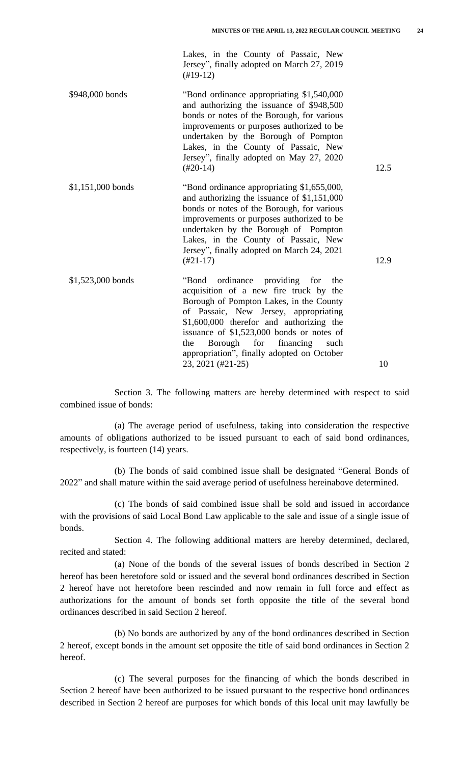| | | |
|---|---|---|
| | Lakes, in the County of Passaic, New Jersey", finally adopted on March 27, 2019 (#19-12) | |
| $948,000 bonds | "Bond ordinance appropriating $1,540,000 and authorizing the issuance of $948,500 bonds or notes of the Borough, for various improvements or purposes authorized to be undertaken by the Borough of Pompton Lakes, in the County of Passaic, New Jersey", finally adopted on May 27, 2020 (#20-14) | 12.5 |
| $1,151,000 bonds | "Bond ordinance appropriating $1,655,000, and authorizing the issuance of $1,151,000 bonds or notes of the Borough, for various improvements or purposes authorized to be undertaken by the Borough of Pompton Lakes, in the County of Passaic, New Jersey", finally adopted on March 24, 2021 (#21-17) | 12.9 |
| $1,523,000 bonds | "Bond ordinance providing for the acquisition of a new fire truck by the Borough of Pompton Lakes, in the County of Passaic, New Jersey, appropriating $1,600,000 therefor and authorizing the issuance of $1,523,000 bonds or notes of the Borough for financing such appropriation", finally adopted on October 23, 2021 (#21-25) | 10 |

Section 3. The following matters are hereby determined with respect to said combined issue of bonds:

(a) The average period of usefulness, taking into consideration the respective amounts of obligations authorized to be issued pursuant to each of said bond ordinances, respectively, is fourteen (14) years.

(b) The bonds of said combined issue shall be designated "General Bonds of 2022" and shall mature within the said average period of usefulness hereinabove determined.

(c) The bonds of said combined issue shall be sold and issued in accordance with the provisions of said Local Bond Law applicable to the sale and issue of a single issue of bonds.

Section 4. The following additional matters are hereby determined, declared, recited and stated:

(a) None of the bonds of the several issues of bonds described in Section 2 hereof has been heretofore sold or issued and the several bond ordinances described in Section 2 hereof have not heretofore been rescinded and now remain in full force and effect as authorizations for the amount of bonds set forth opposite the title of the several bond ordinances described in said Section 2 hereof.

(b) No bonds are authorized by any of the bond ordinances described in Section 2 hereof, except bonds in the amount set opposite the title of said bond ordinances in Section 2 hereof.

(c) The several purposes for the financing of which the bonds described in Section 2 hereof have been authorized to be issued pursuant to the respective bond ordinances described in Section 2 hereof are purposes for which bonds of this local unit may lawfully be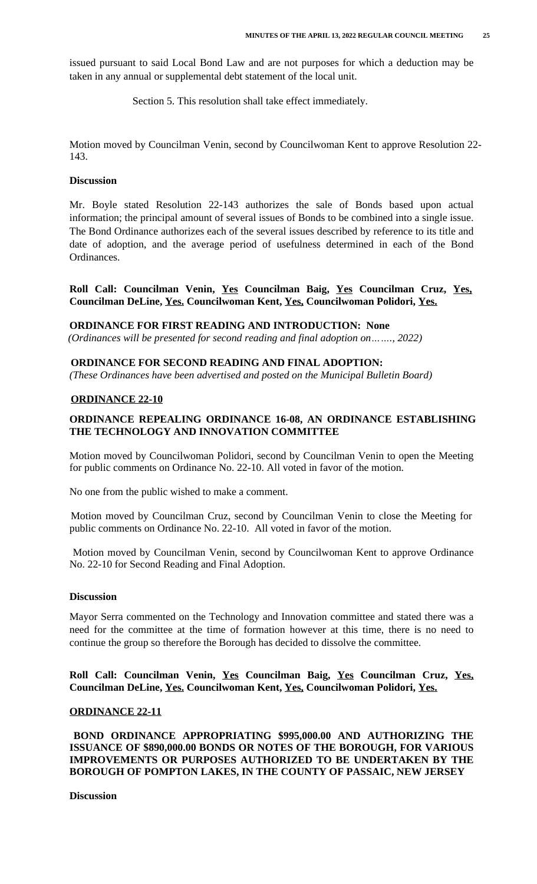issued pursuant to said Local Bond Law and are not purposes for which a deduction may be taken in any annual or supplemental debt statement of the local unit.

Section 5. This resolution shall take effect immediately.

Motion moved by Councilman Venin, second by Councilwoman Kent to approve Resolution 22-143.

**Discussion**

Mr. Boyle stated Resolution 22-143 authorizes the sale of Bonds based upon actual information; the principal amount of several issues of Bonds to be combined into a single issue. The Bond Ordinance authorizes each of the several issues described by reference to its title and date of adoption, and the average period of usefulness determined in each of the Bond Ordinances.

**Roll Call: Councilman Venin, Yes Councilman Baig, Yes Councilman Cruz, Yes, Councilman DeLine, Yes. Councilwoman Kent, Yes, Councilwoman Polidori, Yes.**

**ORDINANCE FOR FIRST READING AND INTRODUCTION: None**
*(Ordinances will be presented for second reading and final adoption on……, 2022)*

**ORDINANCE FOR SECOND READING AND FINAL ADOPTION:**
*(These Ordinances have been advertised and posted on the Municipal Bulletin Board)*

**ORDINANCE 22-10**

**ORDINANCE REPEALING ORDINANCE 16-08, AN ORDINANCE ESTABLISHING THE TECHNOLOGY AND INNOVATION COMMITTEE**

Motion moved by Councilwoman Polidori, second by Councilman Venin to open the Meeting for public comments on Ordinance No. 22-10. All voted in favor of the motion.

No one from the public wished to make a comment.

Motion moved by Councilman Cruz, second by Councilman Venin to close the Meeting for public comments on Ordinance No. 22-10. All voted in favor of the motion.

Motion moved by Councilman Venin, second by Councilwoman Kent to approve Ordinance No. 22-10 for Second Reading and Final Adoption.

**Discussion**

Mayor Serra commented on the Technology and Innovation committee and stated there was a need for the committee at the time of formation however at this time, there is no need to continue the group so therefore the Borough has decided to dissolve the committee.

**Roll Call: Councilman Venin, Yes Councilman Baig, Yes Councilman Cruz, Yes, Councilman DeLine, Yes. Councilwoman Kent, Yes, Councilwoman Polidori, Yes.**

**ORDINANCE 22-11**

**BOND ORDINANCE APPROPRIATING $995,000.00 AND AUTHORIZING THE ISSUANCE OF $890,000.00 BONDS OR NOTES OF THE BOROUGH, FOR VARIOUS IMPROVEMENTS OR PURPOSES AUTHORIZED TO BE UNDERTAKEN BY THE BOROUGH OF POMPTON LAKES, IN THE COUNTY OF PASSAIC, NEW JERSEY**

**Discussion**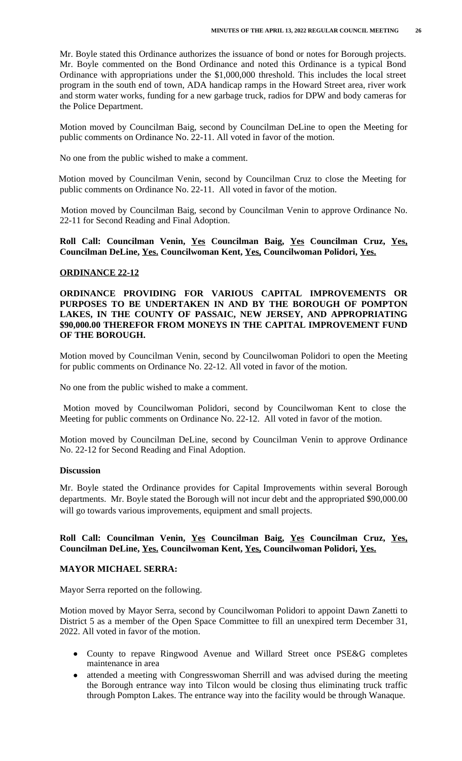Mr. Boyle stated this Ordinance authorizes the issuance of bond or notes for Borough projects. Mr. Boyle commented on the Bond Ordinance and noted this Ordinance is a typical Bond Ordinance with appropriations under the $1,000,000 threshold. This includes the local street program in the south end of town, ADA handicap ramps in the Howard Street area, river work and storm water works, funding for a new garbage truck, radios for DPW and body cameras for the Police Department.

Motion moved by Councilman Baig, second by Councilman DeLine to open the Meeting for public comments on Ordinance No. 22-11. All voted in favor of the motion.

No one from the public wished to make a comment.

Motion moved by Councilman Venin, second by Councilman Cruz to close the Meeting for public comments on Ordinance No. 22-11. All voted in favor of the motion.

Motion moved by Councilman Baig, second by Councilman Venin to approve Ordinance No. 22-11 for Second Reading and Final Adoption.

**Roll Call: Councilman Venin, Yes Councilman Baig, Yes Councilman Cruz, Yes, Councilman DeLine, Yes. Councilwoman Kent, Yes, Councilwoman Polidori, Yes.**

**ORDINANCE 22-12**

**ORDINANCE PROVIDING FOR VARIOUS CAPITAL IMPROVEMENTS OR PURPOSES TO BE UNDERTAKEN IN AND BY THE BOROUGH OF POMPTON LAKES, IN THE COUNTY OF PASSAIC, NEW JERSEY, AND APPROPRIATING $90,000.00 THEREFOR FROM MONEYS IN THE CAPITAL IMPROVEMENT FUND OF THE BOROUGH.**

Motion moved by Councilman Venin, second by Councilwoman Polidori to open the Meeting for public comments on Ordinance No. 22-12. All voted in favor of the motion.

No one from the public wished to make a comment.

Motion moved by Councilwoman Polidori, second by Councilwoman Kent to close the Meeting for public comments on Ordinance No. 22-12. All voted in favor of the motion.

Motion moved by Councilman DeLine, second by Councilman Venin to approve Ordinance No. 22-12 for Second Reading and Final Adoption.

**Discussion**

Mr. Boyle stated the Ordinance provides for Capital Improvements within several Borough departments. Mr. Boyle stated the Borough will not incur debt and the appropriated $90,000.00 will go towards various improvements, equipment and small projects.

**Roll Call: Councilman Venin, Yes Councilman Baig, Yes Councilman Cruz, Yes, Councilman DeLine, Yes. Councilwoman Kent, Yes, Councilwoman Polidori, Yes.**

**MAYOR MICHAEL SERRA:**

Mayor Serra reported on the following.

Motion moved by Mayor Serra, second by Councilwoman Polidori to appoint Dawn Zanetti to District 5 as a member of the Open Space Committee to fill an unexpired term December 31, 2022. All voted in favor of the motion.

- County to repave Ringwood Avenue and Willard Street once PSE&G completes maintenance in area
- attended a meeting with Congresswoman Sherrill and was advised during the meeting the Borough entrance way into Tilcon would be closing thus eliminating truck traffic through Pompton Lakes. The entrance way into the facility would be through Wanaque.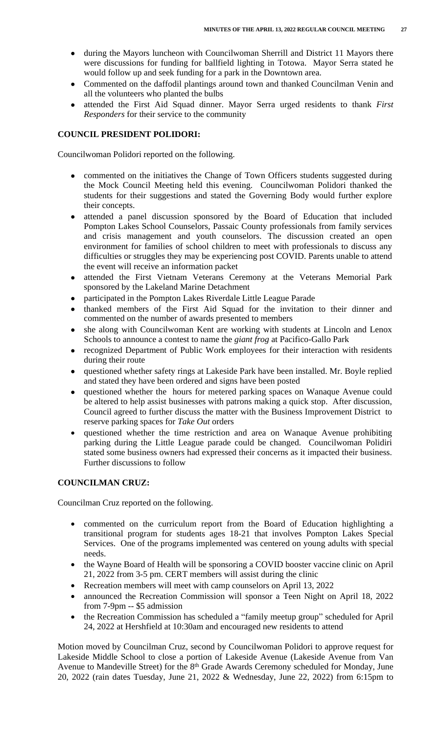- during the Mayors luncheon with Councilwoman Sherrill and District 11 Mayors there were discussions for funding for ballfield lighting in Totowa. Mayor Serra stated he would follow up and seek funding for a park in the Downtown area.
- Commented on the daffodil plantings around town and thanked Councilman Venin and all the volunteers who planted the bulbs
- attended the First Aid Squad dinner. Mayor Serra urged residents to thank *First Responders* for their service to the community

**COUNCIL PRESIDENT POLIDORI:**

Councilwoman Polidori reported on the following.

- commented on the initiatives the Change of Town Officers students suggested during the Mock Council Meeting held this evening. Councilwoman Polidori thanked the students for their suggestions and stated the Governing Body would further explore their concepts.
- attended a panel discussion sponsored by the Board of Education that included Pompton Lakes School Counselors, Passaic County professionals from family services and crisis management and youth counselors. The discussion created an open environment for families of school children to meet with professionals to discuss any difficulties or struggles they may be experiencing post COVID. Parents unable to attend the event will receive an information packet
- attended the First Vietnam Veterans Ceremony at the Veterans Memorial Park sponsored by the Lakeland Marine Detachment
- participated in the Pompton Lakes Riverdale Little League Parade
- thanked members of the First Aid Squad for the invitation to their dinner and commented on the number of awards presented to members
- she along with Councilwoman Kent are working with students at Lincoln and Lenox Schools to announce a contest to name the *giant frog* at Pacifico-Gallo Park
- recognized Department of Public Work employees for their interaction with residents during their route
- questioned whether safety rings at Lakeside Park have been installed. Mr. Boyle replied and stated they have been ordered and signs have been posted
- questioned whether the hours for metered parking spaces on Wanaque Avenue could be altered to help assist businesses with patrons making a quick stop. After discussion, Council agreed to further discuss the matter with the Business Improvement District to reserve parking spaces for *Take Out* orders
- questioned whether the time restriction and area on Wanaque Avenue prohibiting parking during the Little League parade could be changed. Councilwoman Polidiri stated some business owners had expressed their concerns as it impacted their business. Further discussions to follow

**COUNCILMAN CRUZ:**

Councilman Cruz reported on the following.

- commented on the curriculum report from the Board of Education highlighting a transitional program for students ages 18-21 that involves Pompton Lakes Special Services. One of the programs implemented was centered on young adults with special needs.
- the Wayne Board of Health will be sponsoring a COVID booster vaccine clinic on April 21, 2022 from 3-5 pm. CERT members will assist during the clinic
- Recreation members will meet with camp counselors on April 13, 2022
- announced the Recreation Commission will sponsor a Teen Night on April 18, 2022 from 7-9pm -- $5 admission
- the Recreation Commission has scheduled a "family meetup group" scheduled for April 24, 2022 at Hershfield at 10:30am and encouraged new residents to attend

Motion moved by Councilman Cruz, second by Councilwoman Polidori to approve request for Lakeside Middle School to close a portion of Lakeside Avenue (Lakeside Avenue from Van Avenue to Mandeville Street) for the 8th Grade Awards Ceremony scheduled for Monday, June 20, 2022 (rain dates Tuesday, June 21, 2022 & Wednesday, June 22, 2022) from 6:15pm to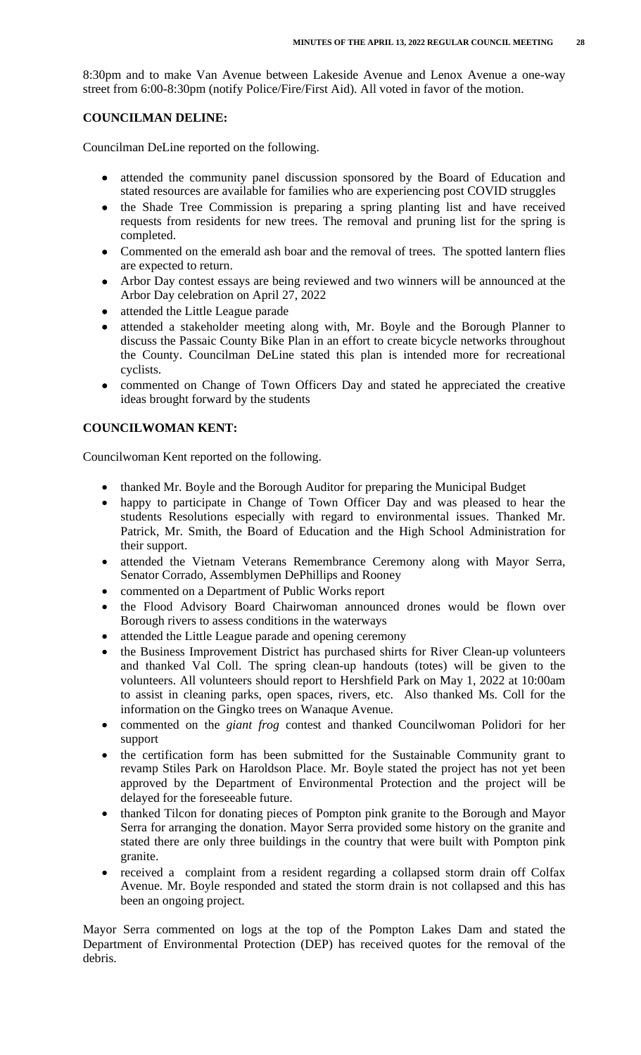8:30pm and to make Van Avenue between Lakeside Avenue and Lenox Avenue a one-way street from 6:00-8:30pm (notify Police/Fire/First Aid). All voted in favor of the motion.

**COUNCILMAN DELINE:**

Councilman DeLine reported on the following.

- attended the community panel discussion sponsored by the Board of Education and stated resources are available for families who are experiencing post COVID struggles
- the Shade Tree Commission is preparing a spring planting list and have received requests from residents for new trees. The removal and pruning list for the spring is completed.
- Commented on the emerald ash boar and the removal of trees. The spotted lantern flies are expected to return.
- Arbor Day contest essays are being reviewed and two winners will be announced at the Arbor Day celebration on April 27, 2022
- attended the Little League parade
- attended a stakeholder meeting along with, Mr. Boyle and the Borough Planner to discuss the Passaic County Bike Plan in an effort to create bicycle networks throughout the County. Councilman DeLine stated this plan is intended more for recreational cyclists.
- commented on Change of Town Officers Day and stated he appreciated the creative ideas brought forward by the students

**COUNCILWOMAN KENT:**

Councilwoman Kent reported on the following.

- thanked Mr. Boyle and the Borough Auditor for preparing the Municipal Budget
- happy to participate in Change of Town Officer Day and was pleased to hear the students Resolutions especially with regard to environmental issues. Thanked Mr. Patrick, Mr. Smith, the Board of Education and the High School Administration for their support.
- attended the Vietnam Veterans Remembrance Ceremony along with Mayor Serra, Senator Corrado, Assemblymen DePhillips and Rooney
- commented on a Department of Public Works report
- the Flood Advisory Board Chairwoman announced drones would be flown over Borough rivers to assess conditions in the waterways
- attended the Little League parade and opening ceremony
- the Business Improvement District has purchased shirts for River Clean-up volunteers and thanked Val Coll. The spring clean-up handouts (totes) will be given to the volunteers. All volunteers should report to Hershfield Park on May 1, 2022 at 10:00am to assist in cleaning parks, open spaces, rivers, etc. Also thanked Ms. Coll for the information on the Gingko trees on Wanaque Avenue.
- commented on the *giant frog* contest and thanked Councilwoman Polidori for her support
- the certification form has been submitted for the Sustainable Community grant to revamp Stiles Park on Haroldson Place. Mr. Boyle stated the project has not yet been approved by the Department of Environmental Protection and the project will be delayed for the foreseeable future.
- thanked Tilcon for donating pieces of Pompton pink granite to the Borough and Mayor Serra for arranging the donation. Mayor Serra provided some history on the granite and stated there are only three buildings in the country that were built with Pompton pink granite.
- received a complaint from a resident regarding a collapsed storm drain off Colfax Avenue. Mr. Boyle responded and stated the storm drain is not collapsed and this has been an ongoing project.

Mayor Serra commented on logs at the top of the Pompton Lakes Dam and stated the Department of Environmental Protection (DEP) has received quotes for the removal of the debris.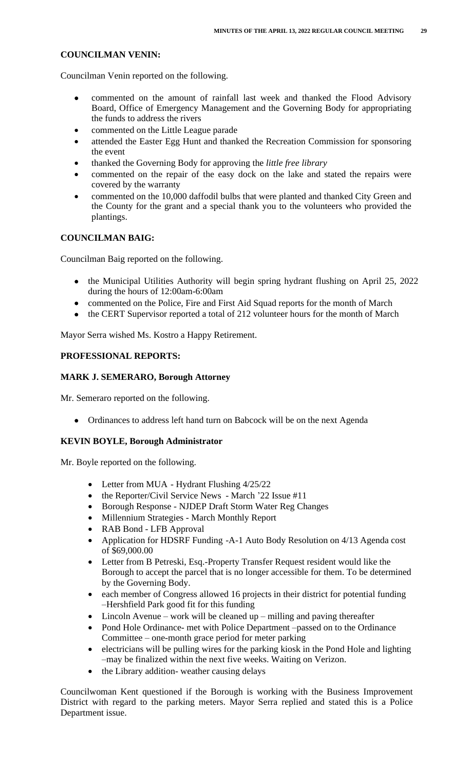**COUNCILMAN VENIN:**

Councilman Venin reported on the following.

- commented on the amount of rainfall last week and thanked the Flood Advisory Board, Office of Emergency Management and the Governing Body for appropriating the funds to address the rivers
- commented on the Little League parade
- attended the Easter Egg Hunt and thanked the Recreation Commission for sponsoring the event
- thanked the Governing Body for approving the *little free library*
- commented on the repair of the easy dock on the lake and stated the repairs were covered by the warranty
- commented on the 10,000 daffodil bulbs that were planted and thanked City Green and the County for the grant and a special thank you to the volunteers who provided the plantings.

**COUNCILMAN BAIG:**

Councilman Baig reported on the following.

- the Municipal Utilities Authority will begin spring hydrant flushing on April 25, 2022 during the hours of 12:00am-6:00am
- commented on the Police, Fire and First Aid Squad reports for the month of March
- the CERT Supervisor reported a total of 212 volunteer hours for the month of March

Mayor Serra wished Ms. Kostro a Happy Retirement.

**PROFESSIONAL REPORTS:**

**MARK J. SEMERARO, Borough Attorney**

Mr. Semeraro reported on the following.

- Ordinances to address left hand turn on Babcock will be on the next Agenda

**KEVIN BOYLE, Borough Administrator**

Mr. Boyle reported on the following.

- Letter from MUA - Hydrant Flushing 4/25/22
- the Reporter/Civil Service News - March '22 Issue #11
- Borough Response - NJDEP Draft Storm Water Reg Changes
- Millennium Strategies - March Monthly Report
- RAB Bond - LFB Approval
- Application for HDSRF Funding -A-1 Auto Body Resolution on 4/13 Agenda cost of $69,000.00
- Letter from B Petreski, Esq.-Property Transfer Request resident would like the Borough to accept the parcel that is no longer accessible for them. To be determined by the Governing Body.
- each member of Congress allowed 16 projects in their district for potential funding –Hershfield Park good fit for this funding
- Lincoln Avenue – work will be cleaned up – milling and paving thereafter
- Pond Hole Ordinance- met with Police Department –passed on to the Ordinance Committee – one-month grace period for meter parking
- electricians will be pulling wires for the parking kiosk in the Pond Hole and lighting –may be finalized within the next five weeks. Waiting on Verizon.
- the Library addition- weather causing delays

Councilwoman Kent questioned if the Borough is working with the Business Improvement District with regard to the parking meters. Mayor Serra replied and stated this is a Police Department issue.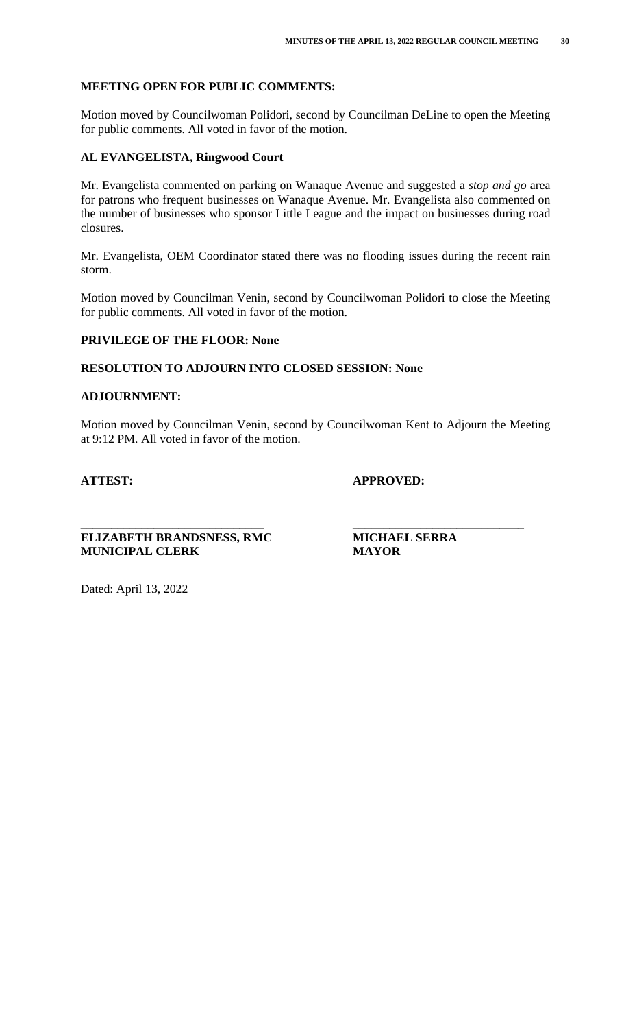**MEETING OPEN FOR PUBLIC COMMENTS:**

Motion moved by Councilwoman Polidori, second by Councilman DeLine to open the Meeting for public comments. All voted in favor of the motion.

**AL EVANGELISTA, Ringwood Court**

Mr. Evangelista commented on parking on Wanaque Avenue and suggested a *stop and go* area for patrons who frequent businesses on Wanaque Avenue. Mr. Evangelista also commented on the number of businesses who sponsor Little League and the impact on businesses during road closures.

Mr. Evangelista, OEM Coordinator stated there was no flooding issues during the recent rain storm.

Motion moved by Councilman Venin, second by Councilwoman Polidori to close the Meeting for public comments. All voted in favor of the motion.

**PRIVILEGE OF THE FLOOR: None**

**RESOLUTION TO ADJOURN INTO CLOSED SESSION: None**

**ADJOURNMENT:**

Motion moved by Councilman Venin, second by Councilwoman Kent to Adjourn the Meeting at 9:12 PM. All voted in favor of the motion.

**ATTEST:** **APPROVED:**

_____________________________ _____________________________

**ELIZABETH BRANDSNESS, RMC** **MICHAEL SERRA**
**MUNICIPAL CLERK** **MAYOR**

Dated: April 13, 2022